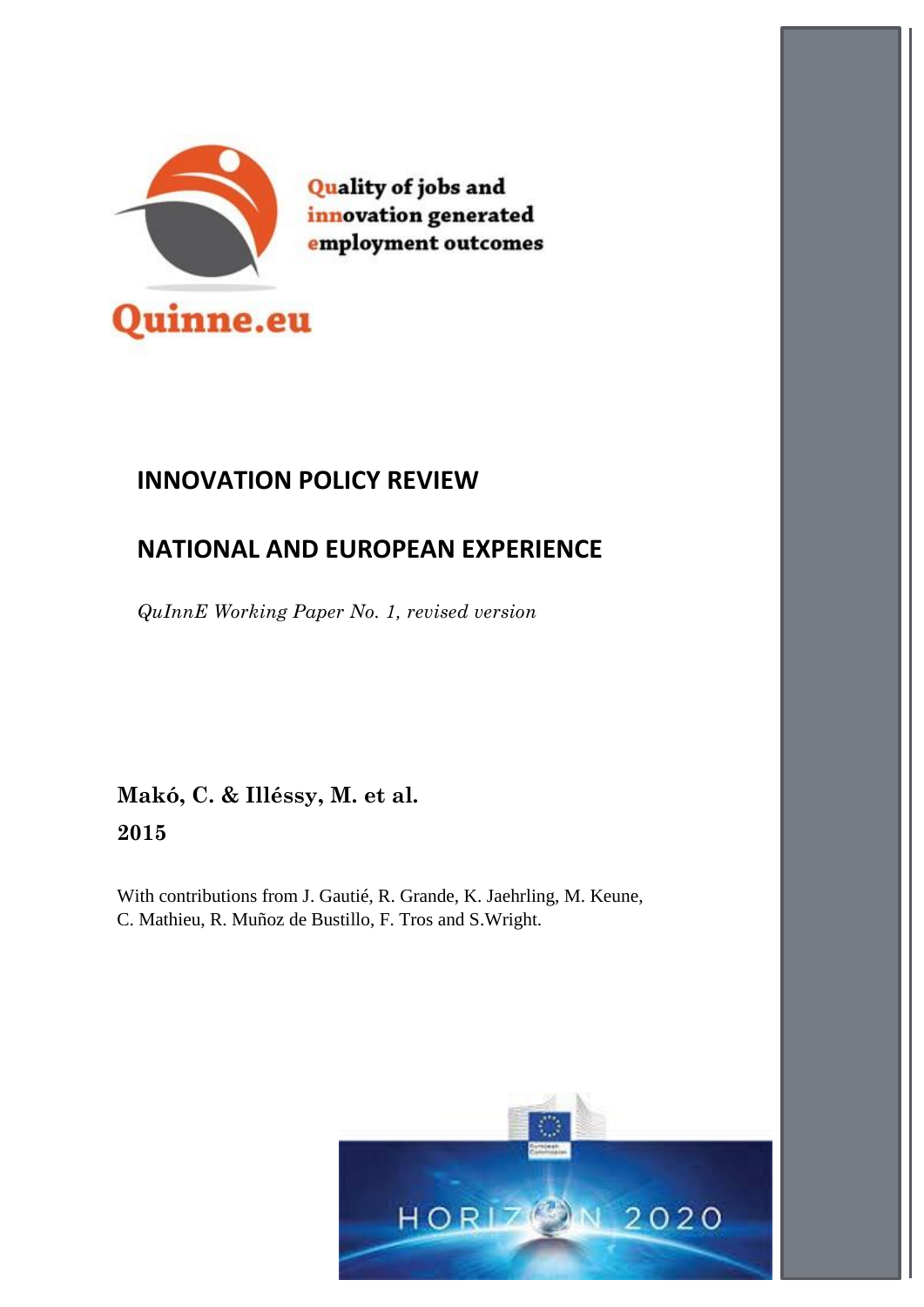Quality of jobs and innovation generated employment outcomes

Quinne.eu

# INNOVATION POLICY REVIEW

# NATIONAL AND EUROPEAN EXPERIENCE

*QuInnE Working Paper No. 1, revised version*

**Makó, C. & Illéssy, M. et al.**

**2015**

With contributions from J. Gautié, R. Grande, K. Jaehrling, M. Keune, C. Mathieu, R. Muñoz de Bustillo, F. Tros and S.Wright.

HORIZON 2020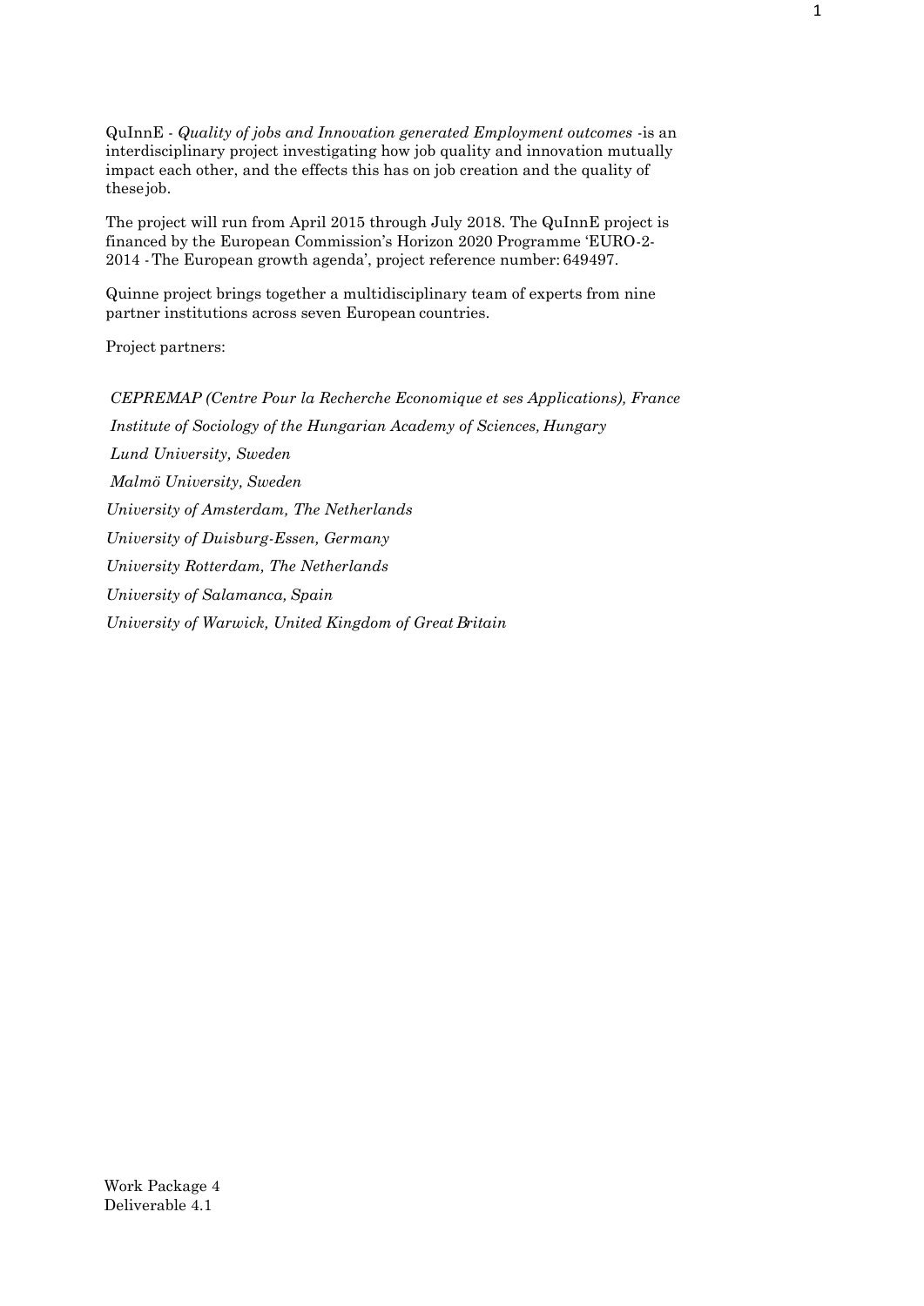QuInnE - *Quality of jobs and Innovation generated Employment outcomes* -is an interdisciplinary project investigating how job quality and innovation mutually impact each other, and the effects this has on job creation and the quality of these job.

The project will run from April 2015 through July 2018. The QuInnE project is financed by the European Commission's Horizon 2020 Programme 'EURO-2-2014 - The European growth agenda', project reference number: 649497.

Quinne project brings together a multidisciplinary team of experts from nine partner institutions across seven European countries.

Project partners:

*CEPREMAP (Centre Pour la Recherche Economique et ses Applications), France*

*Institute of Sociology of the Hungarian Academy of Sciences, Hungary*

*Lund University, Sweden*

*Malmö University, Sweden*

*University of Amsterdam, The Netherlands*

*University of Duisburg-Essen, Germany*

*University Rotterdam, The Netherlands*

*University of Salamanca, Spain*

*University of Warwick, United Kingdom of Great Britain*

Work Package 4
Deliverable 4.1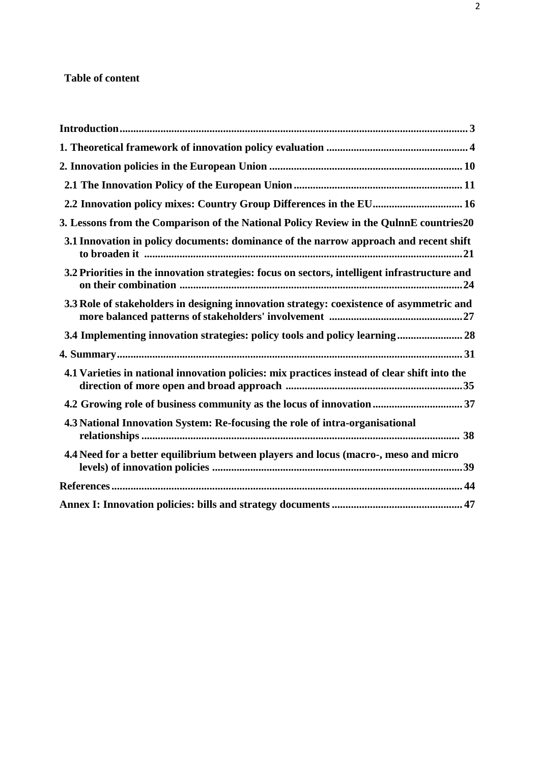**Table of content**

**Introduction** ........................................................................................................................ **3**

**1. Theoretical framework of innovation policy evaluation** ................................................... **4**

**2. Innovation policies in the European Union** ..................................................................... **10**

**2.1 The Innovation Policy of the European Union** ............................................................ **11**

**2.2 Innovation policy mixes: Country Group Differences in the EU** ................................ **16**

**3. Lessons from the Comparison of the National Policy Review in the QuInnE countries** **20**

**3.1 Innovation in policy documents: dominance of the narrow approach and recent shift to broaden it** ........................................................................................................... **21**

**3.2 Priorities in the innovation strategies: focus on sectors, intelligent infrastructure and on their combination** ........................................................................................... **24**

**3.3 Role of stakeholders in designing innovation strategy: coexistence of asymmetric and more balanced patterns of stakeholders' involvement** ............................................... **27**

**3.4 Implementing innovation strategies: policy tools and policy learning** ...................... **28**

**4. Summary** ............................................................................................................................ **31**

**4.1 Varieties in national innovation policies: mix practices instead of clear shift into the direction of more open and broad approach** ................................................................ **35**

**4.2 Growing role of business community as the locus of innovation** ............................... **37**

**4.3 National Innovation System: Re-focusing the role of intra-organisational relationships** ........................................................................................................... **38**

**4.4 Need for a better equilibrium between players and locus (macro-, meso and micro levels) of innovation policies** ........................................................................................ **39**

**References** ............................................................................................................................ **44**

**Annex I: Innovation policies: bills and strategy documents** ............................................. **47**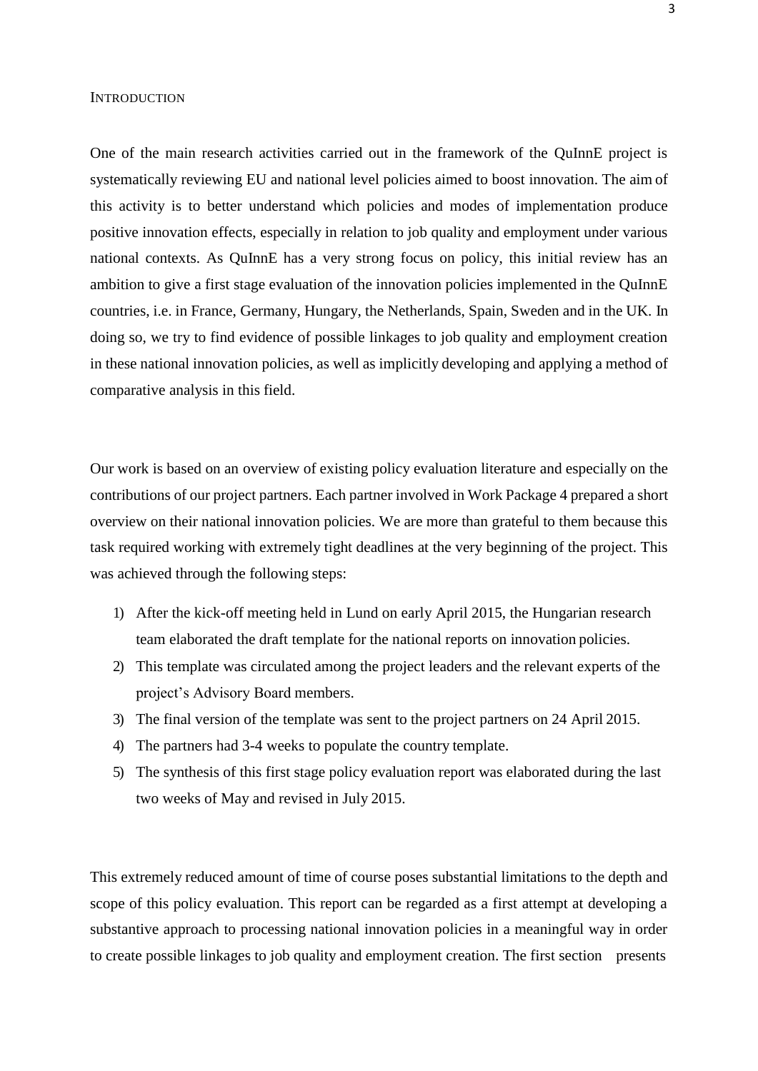## Introduction

One of the main research activities carried out in the framework of the QuInnE project is systematically reviewing EU and national level policies aimed to boost innovation. The aim of this activity is to better understand which policies and modes of implementation produce positive innovation effects, especially in relation to job quality and employment under various national contexts. As QuInnE has a very strong focus on policy, this initial review has an ambition to give a first stage evaluation of the innovation policies implemented in the QuInnE countries, i.e. in France, Germany, Hungary, the Netherlands, Spain, Sweden and in the UK. In doing so, we try to find evidence of possible linkages to job quality and employment creation in these national innovation policies, as well as implicitly developing and applying a method of comparative analysis in this field.

Our work is based on an overview of existing policy evaluation literature and especially on the contributions of our project partners. Each partner involved in Work Package 4 prepared a short overview on their national innovation policies. We are more than grateful to them because this task required working with extremely tight deadlines at the very beginning of the project. This was achieved through the following steps:

1) After the kick-off meeting held in Lund on early April 2015, the Hungarian research team elaborated the draft template for the national reports on innovation policies.
2) This template was circulated among the project leaders and the relevant experts of the project's Advisory Board members.
3) The final version of the template was sent to the project partners on 24 April 2015.
4) The partners had 3-4 weeks to populate the country template.
5) The synthesis of this first stage policy evaluation report was elaborated during the last two weeks of May and revised in July 2015.

This extremely reduced amount of time of course poses substantial limitations to the depth and scope of this policy evaluation. This report can be regarded as a first attempt at developing a substantive approach to processing national innovation policies in a meaningful way in order to create possible linkages to job quality and employment creation. The first section presents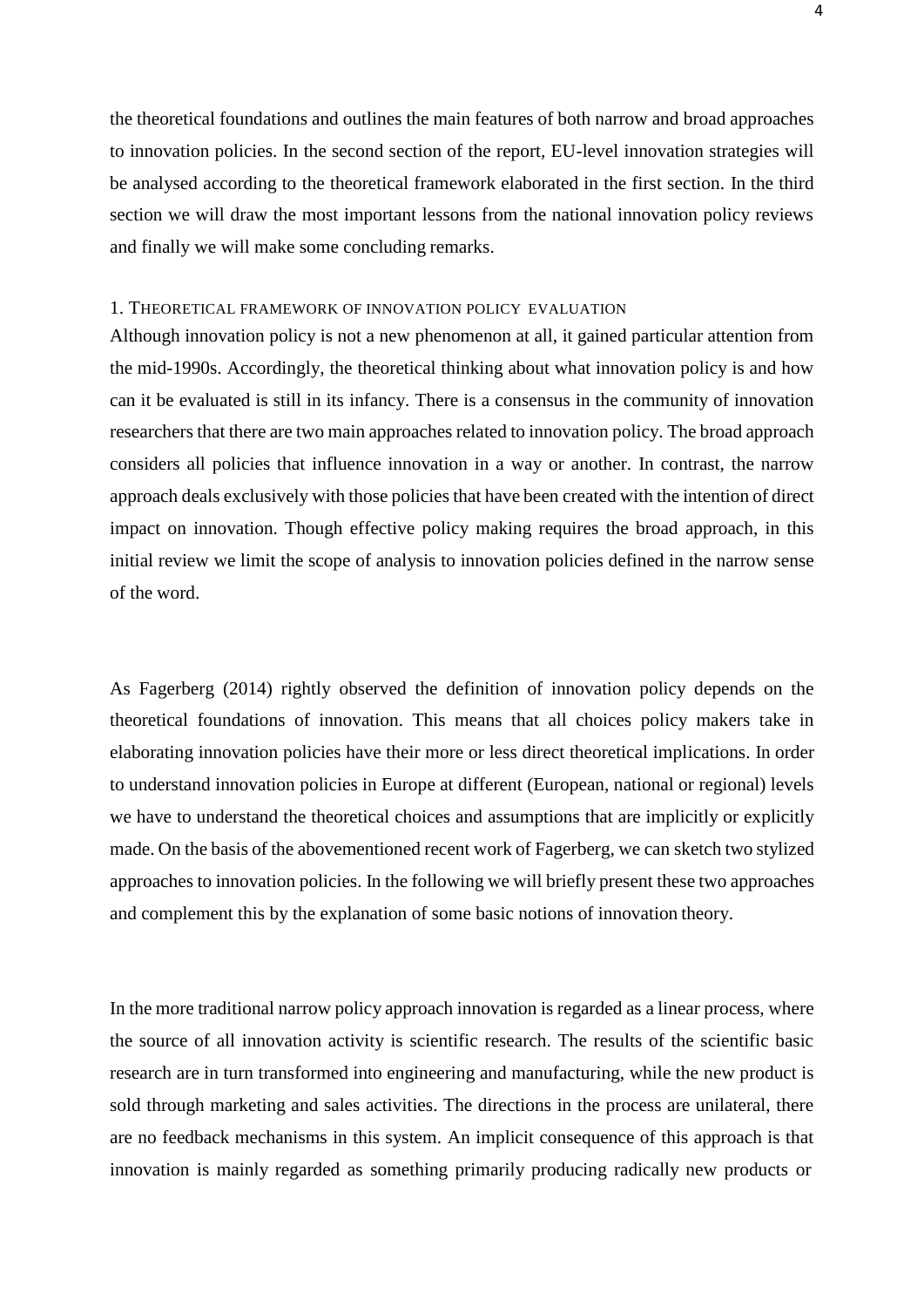the theoretical foundations and outlines the main features of both narrow and broad approaches to innovation policies. In the second section of the report, EU-level innovation strategies will be analysed according to the theoretical framework elaborated in the first section. In the third section we will draw the most important lessons from the national innovation policy reviews and finally we will make some concluding remarks.

## 1. Theoretical framework of innovation policy evaluation

Although innovation policy is not a new phenomenon at all, it gained particular attention from the mid-1990s. Accordingly, the theoretical thinking about what innovation policy is and how can it be evaluated is still in its infancy. There is a consensus in the community of innovation researchers that there are two main approaches related to innovation policy. The broad approach considers all policies that influence innovation in a way or another. In contrast, the narrow approach deals exclusively with those policies that have been created with the intention of direct impact on innovation. Though effective policy making requires the broad approach, in this initial review we limit the scope of analysis to innovation policies defined in the narrow sense of the word.

As Fagerberg (2014) rightly observed the definition of innovation policy depends on the theoretical foundations of innovation. This means that all choices policy makers take in elaborating innovation policies have their more or less direct theoretical implications. In order to understand innovation policies in Europe at different (European, national or regional) levels we have to understand the theoretical choices and assumptions that are implicitly or explicitly made. On the basis of the abovementioned recent work of Fagerberg, we can sketch two stylized approaches to innovation policies. In the following we will briefly present these two approaches and complement this by the explanation of some basic notions of innovation theory.

In the more traditional narrow policy approach innovation is regarded as a linear process, where the source of all innovation activity is scientific research. The results of the scientific basic research are in turn transformed into engineering and manufacturing, while the new product is sold through marketing and sales activities. The directions in the process are unilateral, there are no feedback mechanisms in this system. An implicit consequence of this approach is that innovation is mainly regarded as something primarily producing radically new products or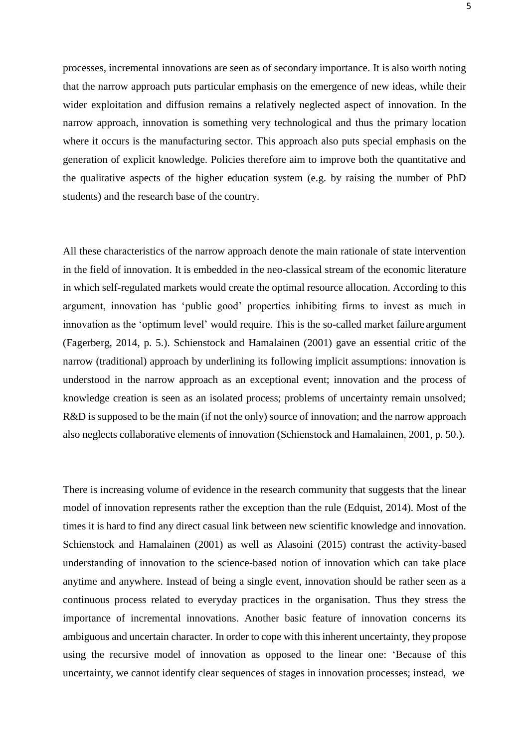processes, incremental innovations are seen as of secondary importance. It is also worth noting that the narrow approach puts particular emphasis on the emergence of new ideas, while their wider exploitation and diffusion remains a relatively neglected aspect of innovation. In the narrow approach, innovation is something very technological and thus the primary location where it occurs is the manufacturing sector. This approach also puts special emphasis on the generation of explicit knowledge. Policies therefore aim to improve both the quantitative and the qualitative aspects of the higher education system (e.g. by raising the number of PhD students) and the research base of the country.

All these characteristics of the narrow approach denote the main rationale of state intervention in the field of innovation. It is embedded in the neo-classical stream of the economic literature in which self-regulated markets would create the optimal resource allocation. According to this argument, innovation has 'public good' properties inhibiting firms to invest as much in innovation as the 'optimum level' would require. This is the so-called market failure argument (Fagerberg, 2014, p. 5.). Schienstock and Hamalainen (2001) gave an essential critic of the narrow (traditional) approach by underlining its following implicit assumptions: innovation is understood in the narrow approach as an exceptional event; innovation and the process of knowledge creation is seen as an isolated process; problems of uncertainty remain unsolved; R&D is supposed to be the main (if not the only) source of innovation; and the narrow approach also neglects collaborative elements of innovation (Schienstock and Hamalainen, 2001, p. 50.).

There is increasing volume of evidence in the research community that suggests that the linear model of innovation represents rather the exception than the rule (Edquist, 2014). Most of the times it is hard to find any direct casual link between new scientific knowledge and innovation. Schienstock and Hamalainen (2001) as well as Alasoini (2015) contrast the activity-based understanding of innovation to the science-based notion of innovation which can take place anytime and anywhere. Instead of being a single event, innovation should be rather seen as a continuous process related to everyday practices in the organisation. Thus they stress the importance of incremental innovations. Another basic feature of innovation concerns its ambiguous and uncertain character. In order to cope with this inherent uncertainty, they propose using the recursive model of innovation as opposed to the linear one: 'Because of this uncertainty, we cannot identify clear sequences of stages in innovation processes; instead, we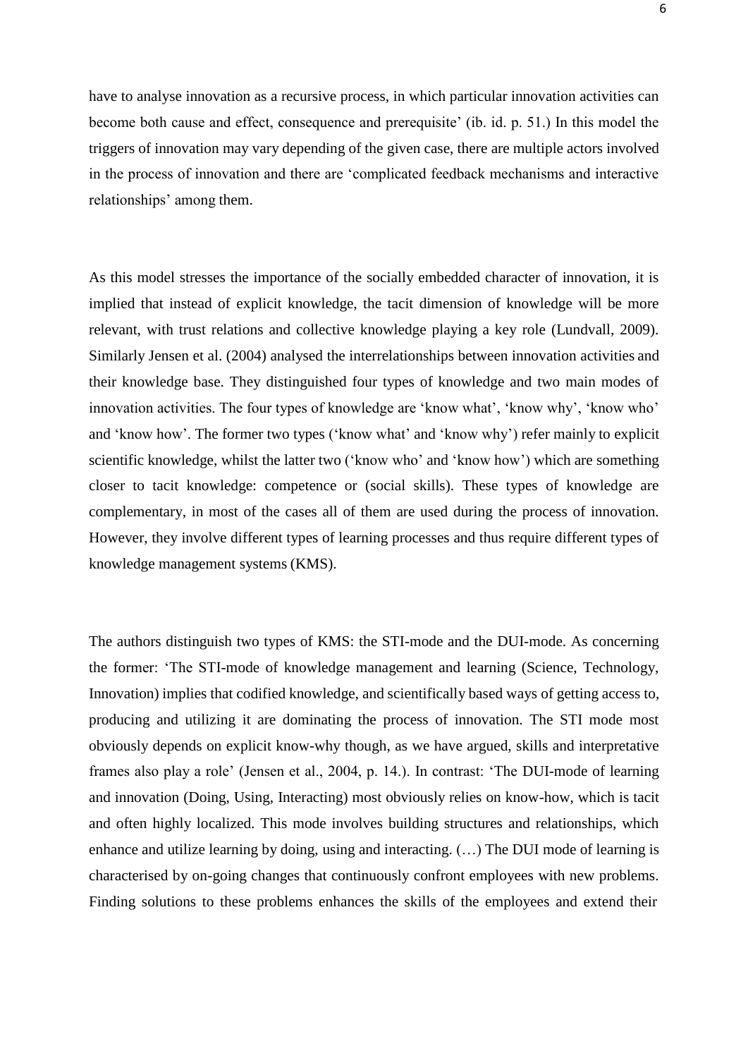have to analyse innovation as a recursive process, in which particular innovation activities can become both cause and effect, consequence and prerequisite' (ib. id. p. 51.) In this model the triggers of innovation may vary depending of the given case, there are multiple actors involved in the process of innovation and there are 'complicated feedback mechanisms and interactive relationships' among them.

As this model stresses the importance of the socially embedded character of innovation, it is implied that instead of explicit knowledge, the tacit dimension of knowledge will be more relevant, with trust relations and collective knowledge playing a key role (Lundvall, 2009). Similarly Jensen et al. (2004) analysed the interrelationships between innovation activities and their knowledge base. They distinguished four types of knowledge and two main modes of innovation activities. The four types of knowledge are 'know what', 'know why', 'know who' and 'know how'. The former two types ('know what' and 'know why') refer mainly to explicit scientific knowledge, whilst the latter two ('know who' and 'know how') which are something closer to tacit knowledge: competence or (social skills). These types of knowledge are complementary, in most of the cases all of them are used during the process of innovation. However, they involve different types of learning processes and thus require different types of knowledge management systems (KMS).

The authors distinguish two types of KMS: the STI-mode and the DUI-mode. As concerning the former: 'The STI-mode of knowledge management and learning (Science, Technology, Innovation) implies that codified knowledge, and scientifically based ways of getting access to, producing and utilizing it are dominating the process of innovation. The STI mode most obviously depends on explicit know-why though, as we have argued, skills and interpretative frames also play a role' (Jensen et al., 2004, p. 14.). In contrast: 'The DUI-mode of learning and innovation (Doing, Using, Interacting) most obviously relies on know-how, which is tacit and often highly localized. This mode involves building structures and relationships, which enhance and utilize learning by doing, using and interacting. (…) The DUI mode of learning is characterised by on-going changes that continuously confront employees with new problems. Finding solutions to these problems enhances the skills of the employees and extend their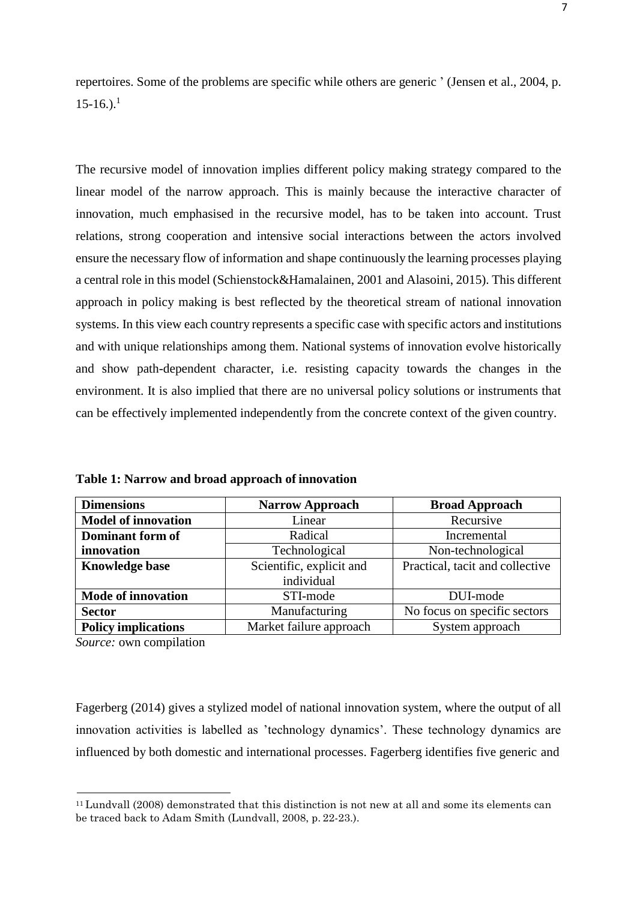repertoires. Some of the problems are specific while others are generic ' (Jensen et al., 2004, p. 15-16.).[1]

The recursive model of innovation implies different policy making strategy compared to the linear model of the narrow approach. This is mainly because the interactive character of innovation, much emphasised in the recursive model, has to be taken into account. Trust relations, strong cooperation and intensive social interactions between the actors involved ensure the necessary flow of information and shape continuously the learning processes playing a central role in this model (Schienstock&Hamalainen, 2001 and Alasoini, 2015). This different approach in policy making is best reflected by the theoretical stream of national innovation systems. In this view each country represents a specific case with specific actors and institutions and with unique relationships among them. National systems of innovation evolve historically and show path-dependent character, i.e. resisting capacity towards the changes in the environment. It is also implied that there are no universal policy solutions or instruments that can be effectively implemented independently from the concrete context of the given country.

**Table 1: Narrow and broad approach of innovation**

| Dimensions | Narrow Approach | Broad Approach |
|---|---|---|
| **Model of innovation** | Linear | Recursive |
| **Dominant form of innovation** | Radical | Incremental |
| | Technological | Non-technological |
| **Knowledge base** | Scientific, explicit and individual | Practical, tacit and collective |
| **Mode of innovation** | STI-mode | DUI-mode |
| **Sector** | Manufacturing | No focus on specific sectors |
| **Policy implications** | Market failure approach | System approach |

*Source:* own compilation

Fagerberg (2014) gives a stylized model of national innovation system, where the output of all innovation activities is labelled as 'technology dynamics'. These technology dynamics are influenced by both domestic and international processes. Fagerberg identifies five generic and

[11] Lundvall (2008) demonstrated that this distinction is not new at all and some its elements can be traced back to Adam Smith (Lundvall, 2008, p. 22-23.).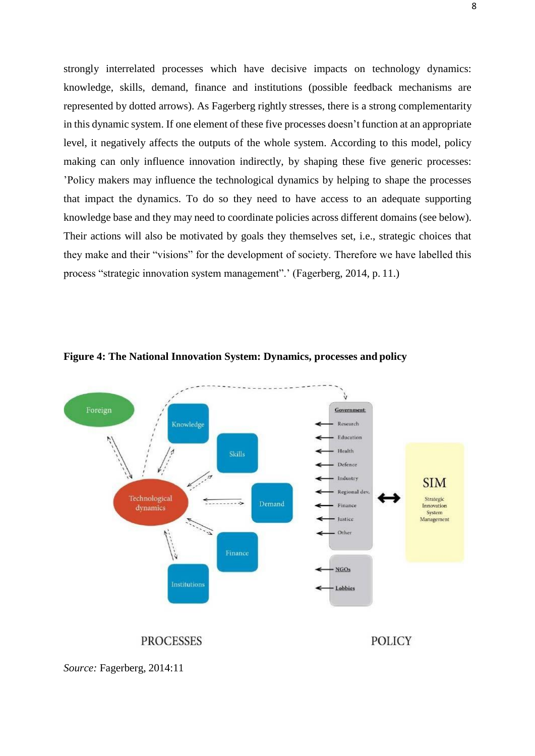strongly interrelated processes which have decisive impacts on technology dynamics: knowledge, skills, demand, finance and institutions (possible feedback mechanisms are represented by dotted arrows). As Fagerberg rightly stresses, there is a strong complementarity in this dynamic system. If one element of these five processes doesn't function at an appropriate level, it negatively affects the outputs of the whole system. According to this model, policy making can only influence innovation indirectly, by shaping these five generic processes: 'Policy makers may influence the technological dynamics by helping to shape the processes that impact the dynamics. To do so they need to have access to an adequate supporting knowledge base and they may need to coordinate policies across different domains (see below). Their actions will also be motivated by goals they themselves set, i.e., strategic choices that they make and their "visions" for the development of society. Therefore we have labelled this process "strategic innovation system management".' (Fagerberg, 2014, p. 11.)

**Figure 4: The National Innovation System: Dynamics, processes and policy**

*Source:* Fagerberg, 2014:11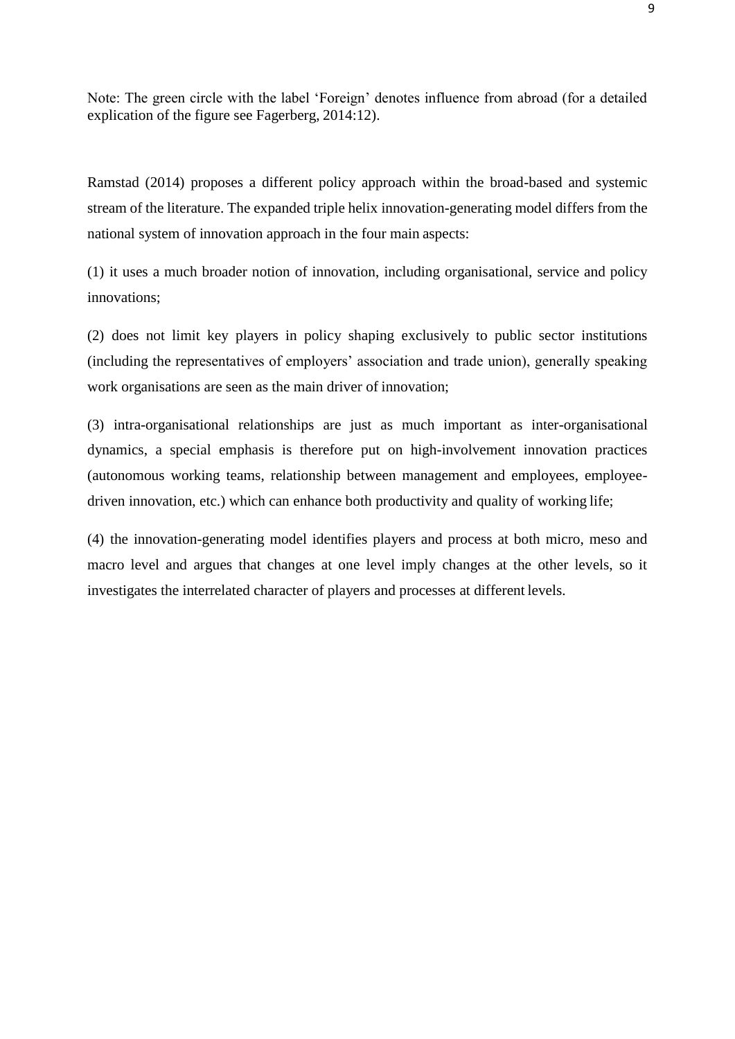Note: The green circle with the label 'Foreign' denotes influence from abroad (for a detailed explication of the figure see Fagerberg, 2014:12).

Ramstad (2014) proposes a different policy approach within the broad-based and systemic stream of the literature. The expanded triple helix innovation-generating model differs from the national system of innovation approach in the four main aspects:

(1) it uses a much broader notion of innovation, including organisational, service and policy innovations;

(2) does not limit key players in policy shaping exclusively to public sector institutions (including the representatives of employers' association and trade union), generally speaking work organisations are seen as the main driver of innovation;

(3) intra-organisational relationships are just as much important as inter-organisational dynamics, a special emphasis is therefore put on high-involvement innovation practices (autonomous working teams, relationship between management and employees, employee-driven innovation, etc.) which can enhance both productivity and quality of working life;

(4) the innovation-generating model identifies players and process at both micro, meso and macro level and argues that changes at one level imply changes at the other levels, so it investigates the interrelated character of players and processes at different levels.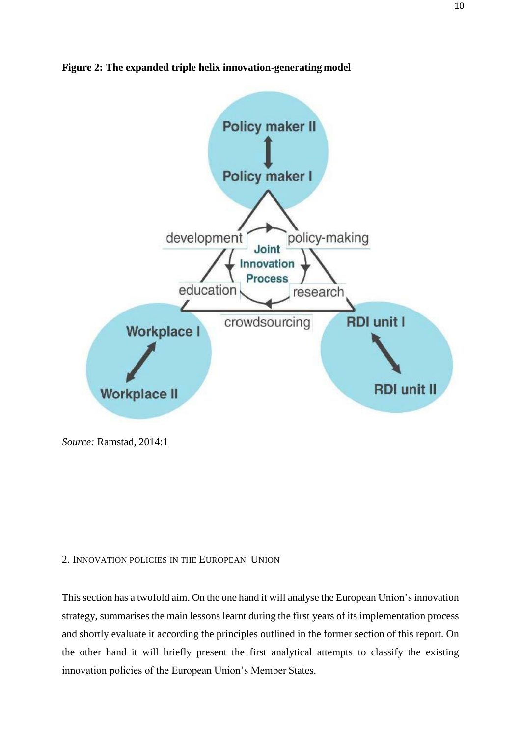**Figure 2: The expanded triple helix innovation-generating model**

*Source:* Ramstad, 2014:1

## 2. Innovation policies in the European Union

This section has a twofold aim. On the one hand it will analyse the European Union's innovation strategy, summarises the main lessons learnt during the first years of its implementation process and shortly evaluate it according the principles outlined in the former section of this report. On the other hand it will briefly present the first analytical attempts to classify the existing innovation policies of the European Union's Member States.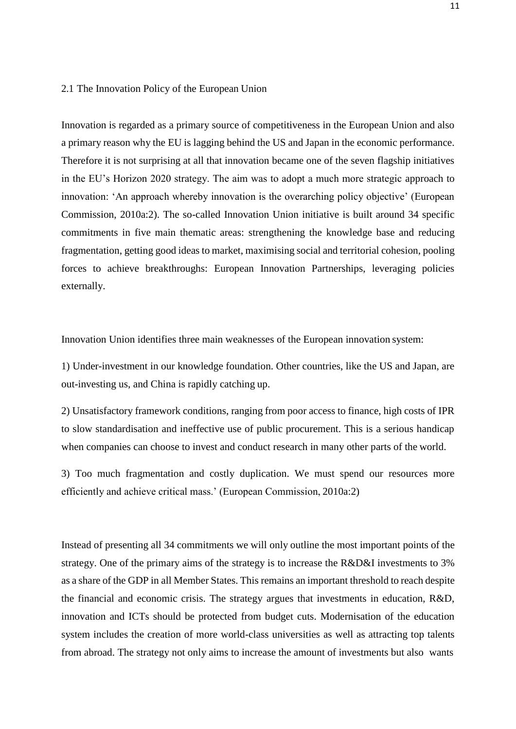## 2.1 The Innovation Policy of the European Union

Innovation is regarded as a primary source of competitiveness in the European Union and also a primary reason why the EU is lagging behind the US and Japan in the economic performance. Therefore it is not surprising at all that innovation became one of the seven flagship initiatives in the EU's Horizon 2020 strategy. The aim was to adopt a much more strategic approach to innovation: 'An approach whereby innovation is the overarching policy objective' (European Commission, 2010a:2). The so-called Innovation Union initiative is built around 34 specific commitments in five main thematic areas: strengthening the knowledge base and reducing fragmentation, getting good ideas to market, maximising social and territorial cohesion, pooling forces to achieve breakthroughs: European Innovation Partnerships, leveraging policies externally.

Innovation Union identifies three main weaknesses of the European innovation system:

1) Under-investment in our knowledge foundation. Other countries, like the US and Japan, are out-investing us, and China is rapidly catching up.

2) Unsatisfactory framework conditions, ranging from poor access to finance, high costs of IPR to slow standardisation and ineffective use of public procurement. This is a serious handicap when companies can choose to invest and conduct research in many other parts of the world.

3) Too much fragmentation and costly duplication. We must spend our resources more efficiently and achieve critical mass.' (European Commission, 2010a:2)

Instead of presenting all 34 commitments we will only outline the most important points of the strategy. One of the primary aims of the strategy is to increase the R&D&I investments to 3% as a share of the GDP in all Member States. This remains an important threshold to reach despite the financial and economic crisis. The strategy argues that investments in education, R&D, innovation and ICTs should be protected from budget cuts. Modernisation of the education system includes the creation of more world-class universities as well as attracting top talents from abroad. The strategy not only aims to increase the amount of investments but also wants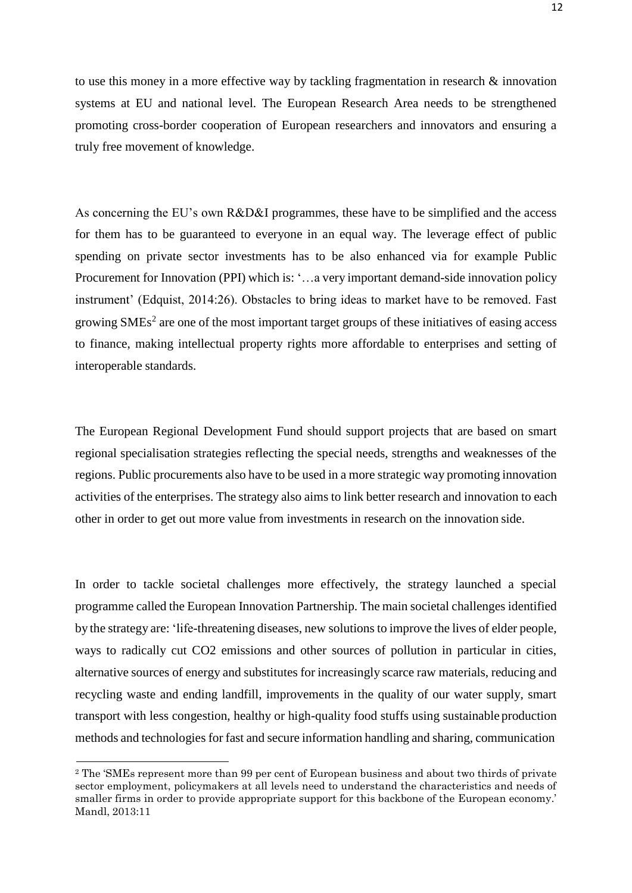to use this money in a more effective way by tackling fragmentation in research & innovation systems at EU and national level. The European Research Area needs to be strengthened promoting cross-border cooperation of European researchers and innovators and ensuring a truly free movement of knowledge.

As concerning the EU's own R&D&I programmes, these have to be simplified and the access for them has to be guaranteed to everyone in an equal way. The leverage effect of public spending on private sector investments has to be also enhanced via for example Public Procurement for Innovation (PPI) which is: '…a very important demand-side innovation policy instrument' (Edquist, 2014:26). Obstacles to bring ideas to market have to be removed. Fast growing SMEs[2] are one of the most important target groups of these initiatives of easing access to finance, making intellectual property rights more affordable to enterprises and setting of interoperable standards.

The European Regional Development Fund should support projects that are based on smart regional specialisation strategies reflecting the special needs, strengths and weaknesses of the regions. Public procurements also have to be used in a more strategic way promoting innovation activities of the enterprises. The strategy also aims to link better research and innovation to each other in order to get out more value from investments in research on the innovation side.

In order to tackle societal challenges more effectively, the strategy launched a special programme called the European Innovation Partnership. The main societal challenges identified by the strategy are: 'life-threatening diseases, new solutions to improve the lives of elder people, ways to radically cut CO2 emissions and other sources of pollution in particular in cities, alternative sources of energy and substitutes for increasingly scarce raw materials, reducing and recycling waste and ending landfill, improvements in the quality of our water supply, smart transport with less congestion, healthy or high-quality food stuffs using sustainable production methods and technologies for fast and secure information handling and sharing, communication

---

[2] The 'SMEs represent more than 99 per cent of European business and about two thirds of private sector employment, policymakers at all levels need to understand the characteristics and needs of smaller firms in order to provide appropriate support for this backbone of the European economy.' Mandl, 2013:11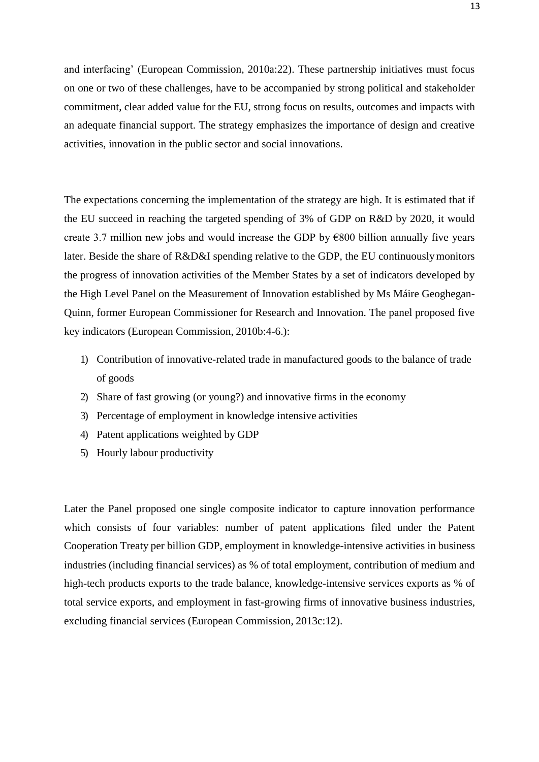and interfacing' (European Commission, 2010a:22). These partnership initiatives must focus on one or two of these challenges, have to be accompanied by strong political and stakeholder commitment, clear added value for the EU, strong focus on results, outcomes and impacts with an adequate financial support. The strategy emphasizes the importance of design and creative activities, innovation in the public sector and social innovations.

The expectations concerning the implementation of the strategy are high. It is estimated that if the EU succeed in reaching the targeted spending of 3% of GDP on R&D by 2020, it would create 3.7 million new jobs and would increase the GDP by €800 billion annually five years later. Beside the share of R&D&I spending relative to the GDP, the EU continuously monitors the progress of innovation activities of the Member States by a set of indicators developed by the High Level Panel on the Measurement of Innovation established by Ms Máire Geoghegan-Quinn, former European Commissioner for Research and Innovation. The panel proposed five key indicators (European Commission, 2010b:4-6.):

1) Contribution of innovative-related trade in manufactured goods to the balance of trade of goods
2) Share of fast growing (or young?) and innovative firms in the economy
3) Percentage of employment in knowledge intensive activities
4) Patent applications weighted by GDP
5) Hourly labour productivity

Later the Panel proposed one single composite indicator to capture innovation performance which consists of four variables: number of patent applications filed under the Patent Cooperation Treaty per billion GDP, employment in knowledge-intensive activities in business industries (including financial services) as % of total employment, contribution of medium and high-tech products exports to the trade balance, knowledge-intensive services exports as % of total service exports, and employment in fast-growing firms of innovative business industries, excluding financial services (European Commission, 2013c:12).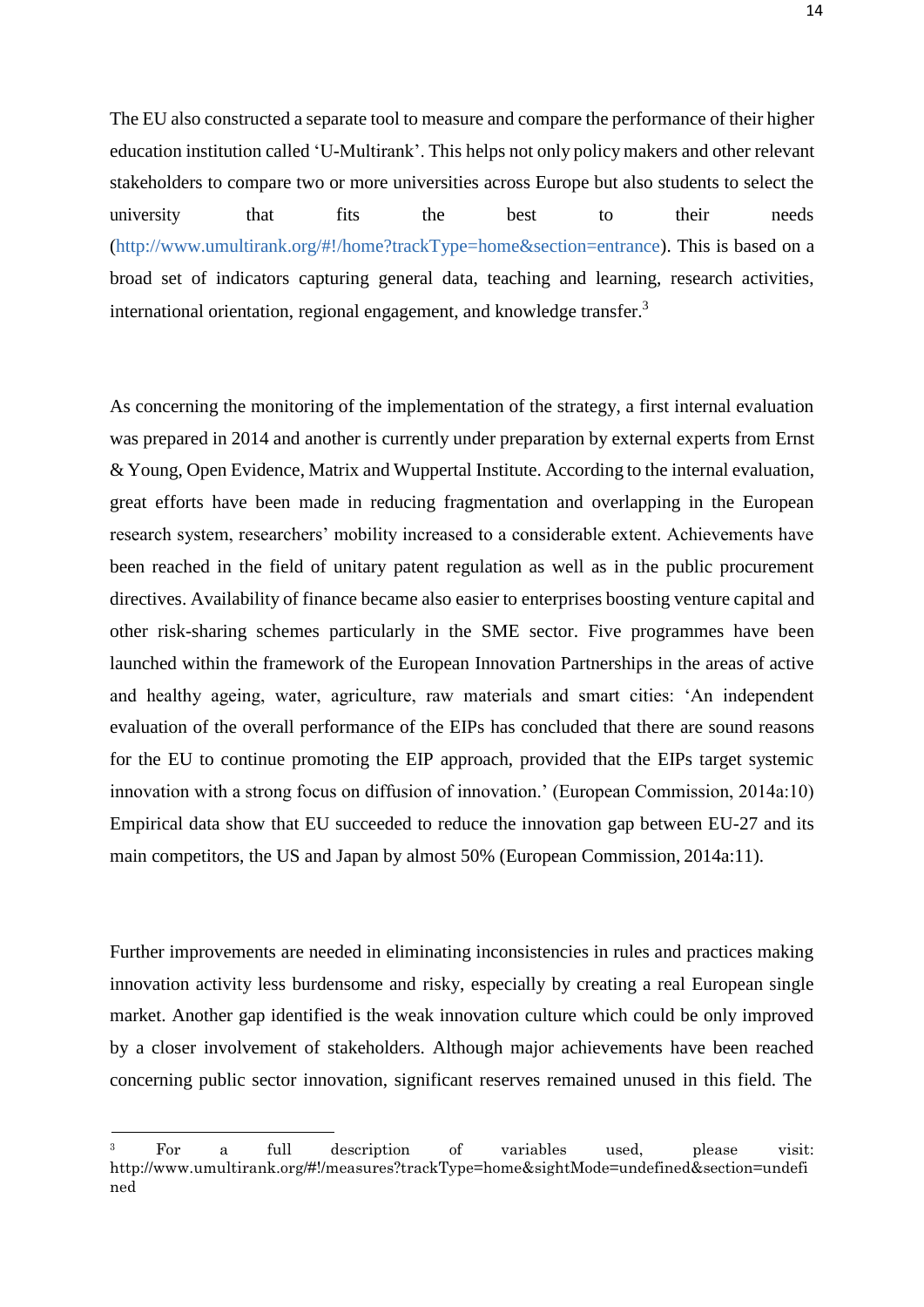The EU also constructed a separate tool to measure and compare the performance of their higher education institution called ‘U-Multirank’. This helps not only policy makers and other relevant stakeholders to compare two or more universities across Europe but also students to select the university that fits the best to their needs (http://www.umultirank.org/#!/home?trackType=home&section=entrance). This is based on a broad set of indicators capturing general data, teaching and learning, research activities, international orientation, regional engagement, and knowledge transfer.[3]

As concerning the monitoring of the implementation of the strategy, a first internal evaluation was prepared in 2014 and another is currently under preparation by external experts from Ernst & Young, Open Evidence, Matrix and Wuppertal Institute. According to the internal evaluation, great efforts have been made in reducing fragmentation and overlapping in the European research system, researchers’ mobility increased to a considerable extent. Achievements have been reached in the field of unitary patent regulation as well as in the public procurement directives. Availability of finance became also easier to enterprises boosting venture capital and other risk-sharing schemes particularly in the SME sector. Five programmes have been launched within the framework of the European Innovation Partnerships in the areas of active and healthy ageing, water, agriculture, raw materials and smart cities: ‘An independent evaluation of the overall performance of the EIPs has concluded that there are sound reasons for the EU to continue promoting the EIP approach, provided that the EIPs target systemic innovation with a strong focus on diffusion of innovation.’ (European Commission, 2014a:10) Empirical data show that EU succeeded to reduce the innovation gap between EU-27 and its main competitors, the US and Japan by almost 50% (European Commission, 2014a:11).

Further improvements are needed in eliminating inconsistencies in rules and practices making innovation activity less burdensome and risky, especially by creating a real European single market. Another gap identified is the weak innovation culture which could be only improved by a closer involvement of stakeholders. Although major achievements have been reached concerning public sector innovation, significant reserves remained unused in this field. The

---

[3] For a full description of variables used, please visit: http://www.umultirank.org/#!/measures?trackType=home&sightMode=undefined&section=undefined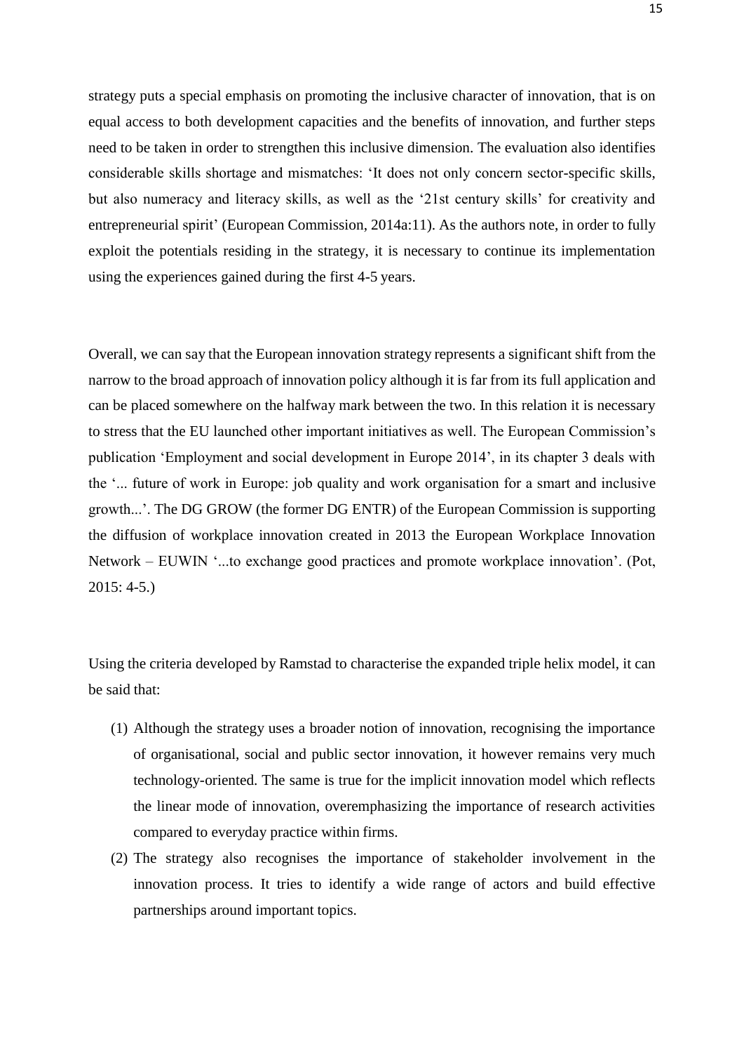strategy puts a special emphasis on promoting the inclusive character of innovation, that is on equal access to both development capacities and the benefits of innovation, and further steps need to be taken in order to strengthen this inclusive dimension. The evaluation also identifies considerable skills shortage and mismatches: 'It does not only concern sector-specific skills, but also numeracy and literacy skills, as well as the '21st century skills' for creativity and entrepreneurial spirit' (European Commission, 2014a:11). As the authors note, in order to fully exploit the potentials residing in the strategy, it is necessary to continue its implementation using the experiences gained during the first 4-5 years.

Overall, we can say that the European innovation strategy represents a significant shift from the narrow to the broad approach of innovation policy although it is far from its full application and can be placed somewhere on the halfway mark between the two. In this relation it is necessary to stress that the EU launched other important initiatives as well. The European Commission's publication 'Employment and social development in Europe 2014', in its chapter 3 deals with the '... future of work in Europe: job quality and work organisation for a smart and inclusive growth...'. The DG GROW (the former DG ENTR) of the European Commission is supporting the diffusion of workplace innovation created in 2013 the European Workplace Innovation Network – EUWIN '...to exchange good practices and promote workplace innovation'. (Pot, 2015: 4-5.)

Using the criteria developed by Ramstad to characterise the expanded triple helix model, it can be said that:

(1) Although the strategy uses a broader notion of innovation, recognising the importance of organisational, social and public sector innovation, it however remains very much technology-oriented. The same is true for the implicit innovation model which reflects the linear mode of innovation, overemphasizing the importance of research activities compared to everyday practice within firms.

(2) The strategy also recognises the importance of stakeholder involvement in the innovation process. It tries to identify a wide range of actors and build effective partnerships around important topics.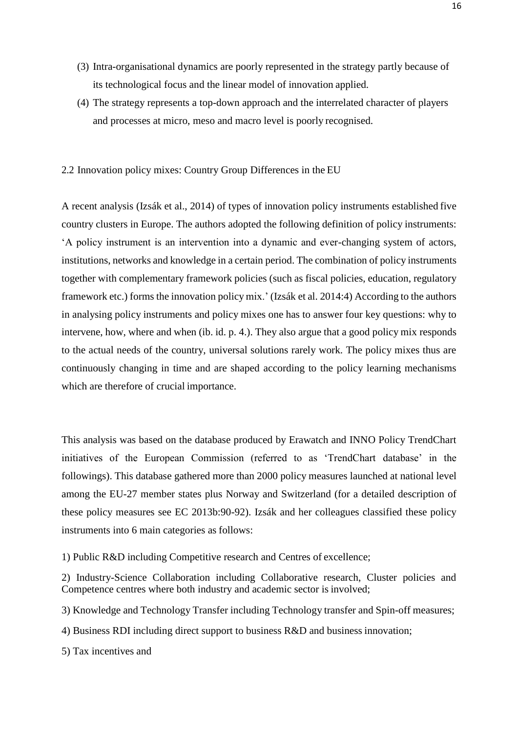(3) Intra-organisational dynamics are poorly represented in the strategy partly because of its technological focus and the linear model of innovation applied.

(4) The strategy represents a top-down approach and the interrelated character of players and processes at micro, meso and macro level is poorly recognised.

## 2.2 Innovation policy mixes: Country Group Differences in the EU

A recent analysis (Izsák et al., 2014) of types of innovation policy instruments established five country clusters in Europe. The authors adopted the following definition of policy instruments: 'A policy instrument is an intervention into a dynamic and ever-changing system of actors, institutions, networks and knowledge in a certain period. The combination of policy instruments together with complementary framework policies (such as fiscal policies, education, regulatory framework etc.) forms the innovation policy mix.' (Izsák et al. 2014:4) According to the authors in analysing policy instruments and policy mixes one has to answer four key questions: why to intervene, how, where and when (ib. id. p. 4.). They also argue that a good policy mix responds to the actual needs of the country, universal solutions rarely work. The policy mixes thus are continuously changing in time and are shaped according to the policy learning mechanisms which are therefore of crucial importance.

This analysis was based on the database produced by Erawatch and INNO Policy TrendChart initiatives of the European Commission (referred to as 'TrendChart database' in the followings). This database gathered more than 2000 policy measures launched at national level among the EU-27 member states plus Norway and Switzerland (for a detailed description of these policy measures see EC 2013b:90-92). Izsák and her colleagues classified these policy instruments into 6 main categories as follows:

1) Public R&D including Competitive research and Centres of excellence;

2) Industry-Science Collaboration including Collaborative research, Cluster policies and Competence centres where both industry and academic sector is involved;

3) Knowledge and Technology Transfer including Technology transfer and Spin-off measures;

4) Business RDI including direct support to business R&D and business innovation;

5) Tax incentives and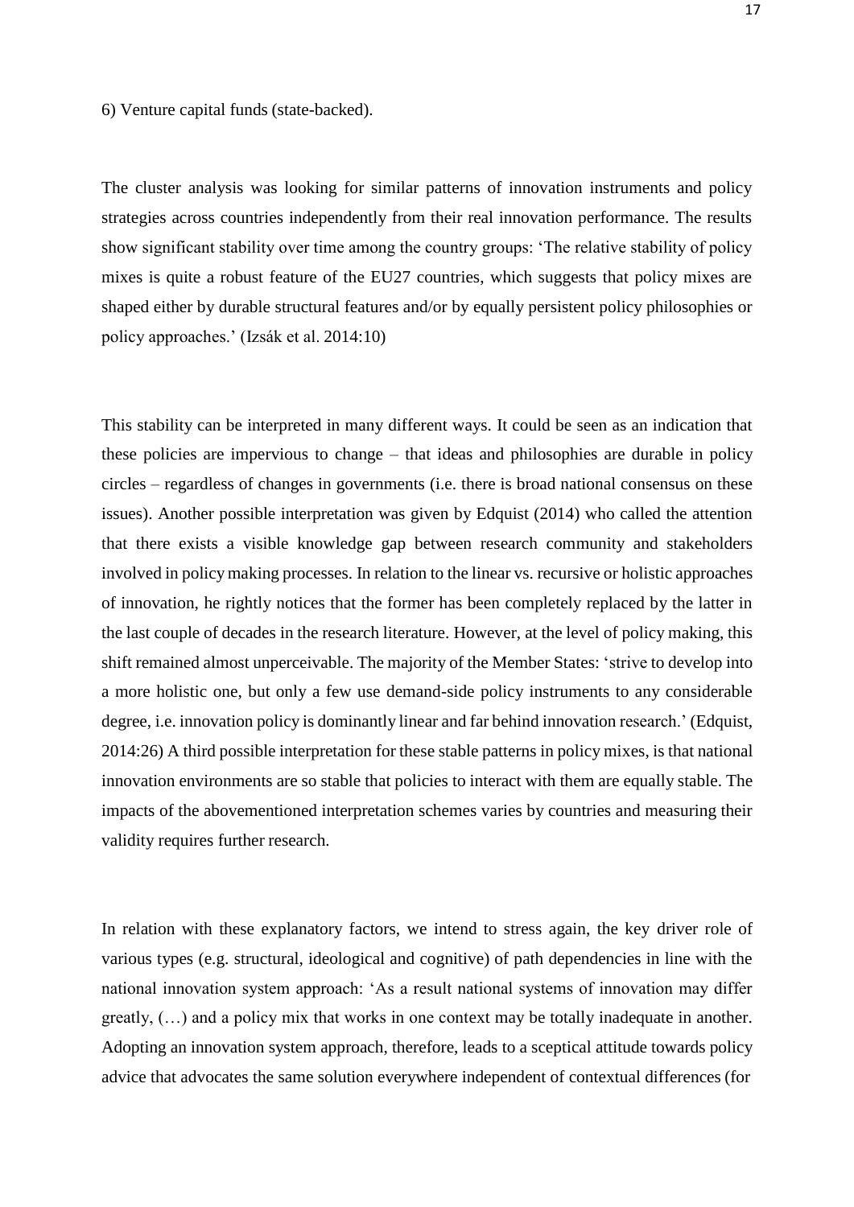6) Venture capital funds (state-backed).

The cluster analysis was looking for similar patterns of innovation instruments and policy strategies across countries independently from their real innovation performance. The results show significant stability over time among the country groups: 'The relative stability of policy mixes is quite a robust feature of the EU27 countries, which suggests that policy mixes are shaped either by durable structural features and/or by equally persistent policy philosophies or policy approaches.' (Izsák et al. 2014:10)

This stability can be interpreted in many different ways. It could be seen as an indication that these policies are impervious to change – that ideas and philosophies are durable in policy circles – regardless of changes in governments (i.e. there is broad national consensus on these issues). Another possible interpretation was given by Edquist (2014) who called the attention that there exists a visible knowledge gap between research community and stakeholders involved in policy making processes. In relation to the linear vs. recursive or holistic approaches of innovation, he rightly notices that the former has been completely replaced by the latter in the last couple of decades in the research literature. However, at the level of policy making, this shift remained almost unperceivable. The majority of the Member States: 'strive to develop into a more holistic one, but only a few use demand-side policy instruments to any considerable degree, i.e. innovation policy is dominantly linear and far behind innovation research.' (Edquist, 2014:26) A third possible interpretation for these stable patterns in policy mixes, is that national innovation environments are so stable that policies to interact with them are equally stable. The impacts of the abovementioned interpretation schemes varies by countries and measuring their validity requires further research.

In relation with these explanatory factors, we intend to stress again, the key driver role of various types (e.g. structural, ideological and cognitive) of path dependencies in line with the national innovation system approach: 'As a result national systems of innovation may differ greatly, (…) and a policy mix that works in one context may be totally inadequate in another. Adopting an innovation system approach, therefore, leads to a sceptical attitude towards policy advice that advocates the same solution everywhere independent of contextual differences (for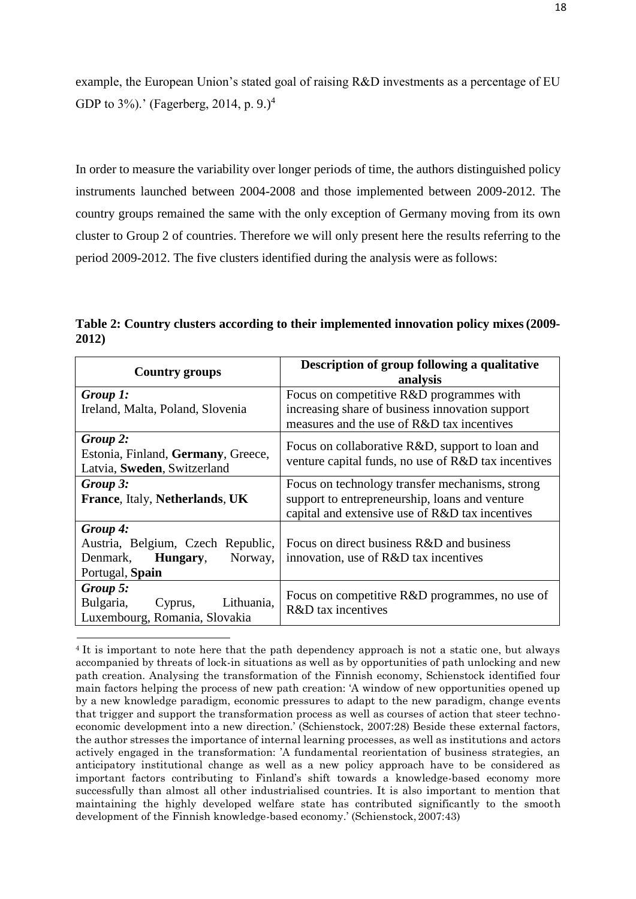example, the European Union's stated goal of raising R&D investments as a percentage of EU GDP to 3%).' (Fagerberg, 2014, p. 9.)[4]

In order to measure the variability over longer periods of time, the authors distinguished policy instruments launched between 2004-2008 and those implemented between 2009-2012. The country groups remained the same with the only exception of Germany moving from its own cluster to Group 2 of countries. Therefore we will only present here the results referring to the period 2009-2012. The five clusters identified during the analysis were as follows:

**Table 2: Country clusters according to their implemented innovation policy mixes (2009-2012)**

| Country groups | Description of group following a qualitative analysis |
|---|---|
| ***Group 1:*** Ireland, Malta, Poland, Slovenia | Focus on competitive R&D programmes with increasing share of business innovation support measures and the use of R&D tax incentives |
| ***Group 2:*** Estonia, Finland, **Germany**, Greece, Latvia, **Sweden**, Switzerland | Focus on collaborative R&D, support to loan and venture capital funds, no use of R&D tax incentives |
| ***Group 3:*** **France**, Italy, **Netherlands**, **UK** | Focus on technology transfer mechanisms, strong support to entrepreneurship, loans and venture capital and extensive use of R&D tax incentives |
| ***Group 4:*** Austria, Belgium, Czech Republic, Denmark, **Hungary**, Norway, Portugal, **Spain** | Focus on direct business R&D and business innovation, use of R&D tax incentives |
| ***Group 5:*** Bulgaria, Cyprus, Lithuania, Luxembourg, Romania, Slovakia | Focus on competitive R&D programmes, no use of R&D tax incentives |

[4] It is important to note here that the path dependency approach is not a static one, but always accompanied by threats of lock-in situations as well as by opportunities of path unlocking and new path creation. Analysing the transformation of the Finnish economy, Schienstock identified four main factors helping the process of new path creation: 'A window of new opportunities opened up by a new knowledge paradigm, economic pressures to adapt to the new paradigm, change events that trigger and support the transformation process as well as courses of action that steer techno-economic development into a new direction.' (Schienstock, 2007:28) Beside these external factors, the author stresses the importance of internal learning processes, as well as institutions and actors actively engaged in the transformation: 'A fundamental reorientation of business strategies, an anticipatory institutional change as well as a new policy approach have to be considered as important factors contributing to Finland's shift towards a knowledge-based economy more successfully than almost all other industrialised countries. It is also important to mention that maintaining the highly developed welfare state has contributed significantly to the smooth development of the Finnish knowledge-based economy.' (Schienstock, 2007:43)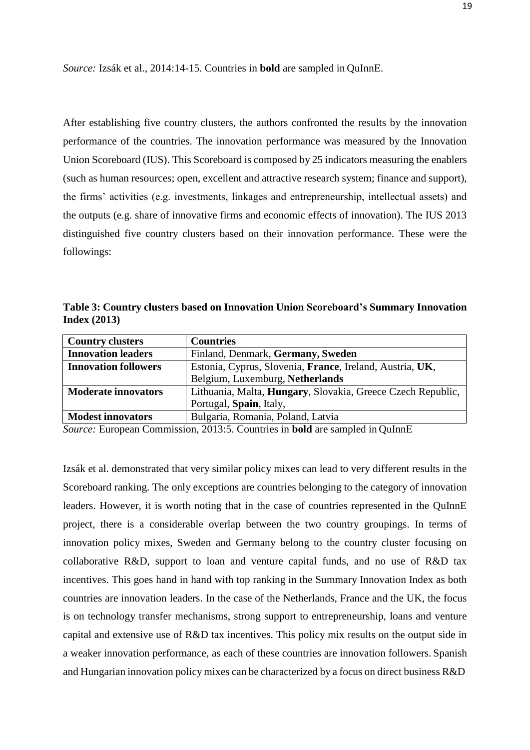*Source:* Izsák et al., 2014:14-15. Countries in **bold** are sampled in QuInnE.

After establishing five country clusters, the authors confronted the results by the innovation performance of the countries. The innovation performance was measured by the Innovation Union Scoreboard (IUS). This Scoreboard is composed by 25 indicators measuring the enablers (such as human resources; open, excellent and attractive research system; finance and support), the firms' activities (e.g. investments, linkages and entrepreneurship, intellectual assets) and the outputs (e.g. share of innovative firms and economic effects of innovation). The IUS 2013 distinguished five country clusters based on their innovation performance. These were the followings:

**Table 3: Country clusters based on Innovation Union Scoreboard's Summary Innovation Index (2013)**

| **Country clusters** | **Countries** |
|---|---|
| **Innovation leaders** | Finland, Denmark, **Germany, Sweden** |
| **Innovation followers** | Estonia, Cyprus, Slovenia, **France**, Ireland, Austria, **UK**, Belgium, Luxemburg, **Netherlands** |
| **Moderate innovators** | Lithuania, Malta, **Hungary**, Slovakia, Greece Czech Republic, Portugal, **Spain**, Italy, |
| **Modest innovators** | Bulgaria, Romania, Poland, Latvia |

*Source:* European Commission, 2013:5. Countries in **bold** are sampled in QuInnE

Izsák et al. demonstrated that very similar policy mixes can lead to very different results in the Scoreboard ranking. The only exceptions are countries belonging to the category of innovation leaders. However, it is worth noting that in the case of countries represented in the QuInnE project, there is a considerable overlap between the two country groupings. In terms of innovation policy mixes, Sweden and Germany belong to the country cluster focusing on collaborative R&D, support to loan and venture capital funds, and no use of R&D tax incentives. This goes hand in hand with top ranking in the Summary Innovation Index as both countries are innovation leaders. In the case of the Netherlands, France and the UK, the focus is on technology transfer mechanisms, strong support to entrepreneurship, loans and venture capital and extensive use of R&D tax incentives. This policy mix results on the output side in a weaker innovation performance, as each of these countries are innovation followers. Spanish and Hungarian innovation policy mixes can be characterized by a focus on direct business R&D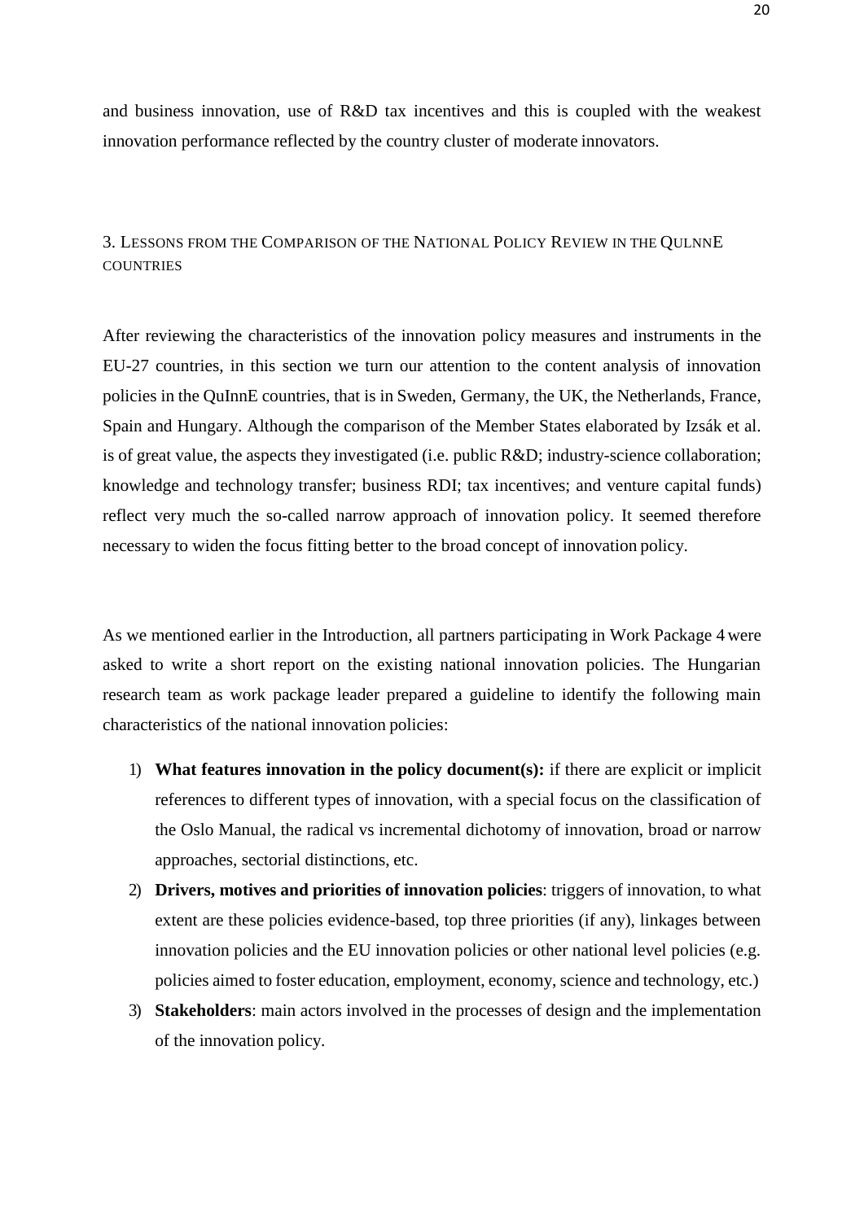and business innovation, use of R&D tax incentives and this is coupled with the weakest innovation performance reflected by the country cluster of moderate innovators.

## 3. Lessons from the Comparison of the National Policy Review in the QuInnE countries

After reviewing the characteristics of the innovation policy measures and instruments in the EU-27 countries, in this section we turn our attention to the content analysis of innovation policies in the QuInnE countries, that is in Sweden, Germany, the UK, the Netherlands, France, Spain and Hungary. Although the comparison of the Member States elaborated by Izsák et al. is of great value, the aspects they investigated (i.e. public R&D; industry-science collaboration; knowledge and technology transfer; business RDI; tax incentives; and venture capital funds) reflect very much the so-called narrow approach of innovation policy. It seemed therefore necessary to widen the focus fitting better to the broad concept of innovation policy.

As we mentioned earlier in the Introduction, all partners participating in Work Package 4 were asked to write a short report on the existing national innovation policies. The Hungarian research team as work package leader prepared a guideline to identify the following main characteristics of the national innovation policies:

1) **What features innovation in the policy document(s):** if there are explicit or implicit references to different types of innovation, with a special focus on the classification of the Oslo Manual, the radical vs incremental dichotomy of innovation, broad or narrow approaches, sectorial distinctions, etc.
2) **Drivers, motives and priorities of innovation policies**: triggers of innovation, to what extent are these policies evidence-based, top three priorities (if any), linkages between innovation policies and the EU innovation policies or other national level policies (e.g. policies aimed to foster education, employment, economy, science and technology, etc.)
3) **Stakeholders**: main actors involved in the processes of design and the implementation of the innovation policy.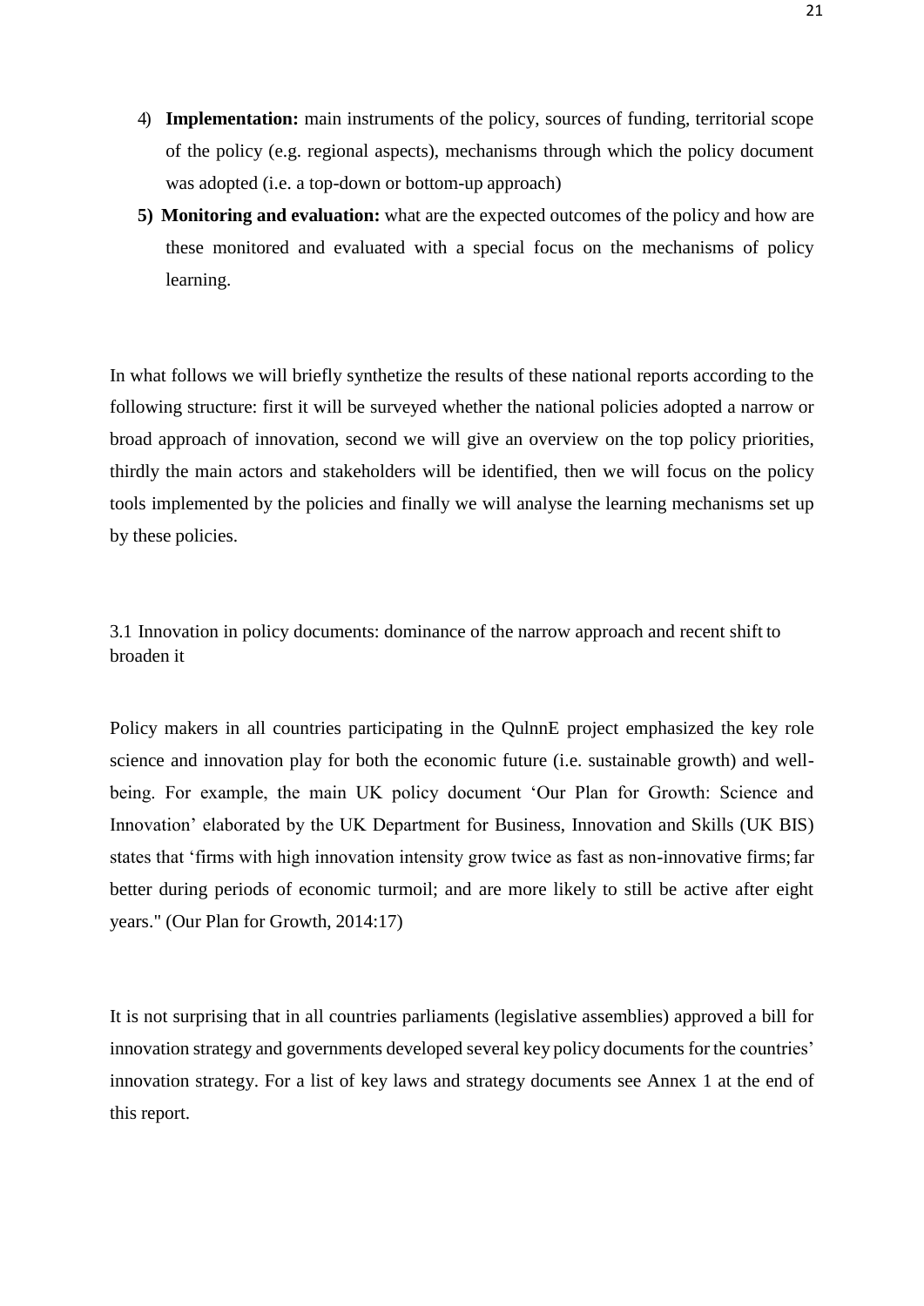4) **Implementation:** main instruments of the policy, sources of funding, territorial scope of the policy (e.g. regional aspects), mechanisms through which the policy document was adopted (i.e. a top-down or bottom-up approach)
5) **Monitoring and evaluation:** what are the expected outcomes of the policy and how are these monitored and evaluated with a special focus on the mechanisms of policy learning.

In what follows we will briefly synthetize the results of these national reports according to the following structure: first it will be surveyed whether the national policies adopted a narrow or broad approach of innovation, second we will give an overview on the top policy priorities, thirdly the main actors and stakeholders will be identified, then we will focus on the policy tools implemented by the policies and finally we will analyse the learning mechanisms set up by these policies.

### 3.1 Innovation in policy documents: dominance of the narrow approach and recent shift to broaden it

Policy makers in all countries participating in the QulnnE project emphasized the key role science and innovation play for both the economic future (i.e. sustainable growth) and well-being. For example, the main UK policy document 'Our Plan for Growth: Science and Innovation' elaborated by the UK Department for Business, Innovation and Skills (UK BIS) states that 'firms with high innovation intensity grow twice as fast as non-innovative firms; far better during periods of economic turmoil; and are more likely to still be active after eight years." (Our Plan for Growth, 2014:17)

It is not surprising that in all countries parliaments (legislative assemblies) approved a bill for innovation strategy and governments developed several key policy documents for the countries' innovation strategy. For a list of key laws and strategy documents see Annex 1 at the end of this report.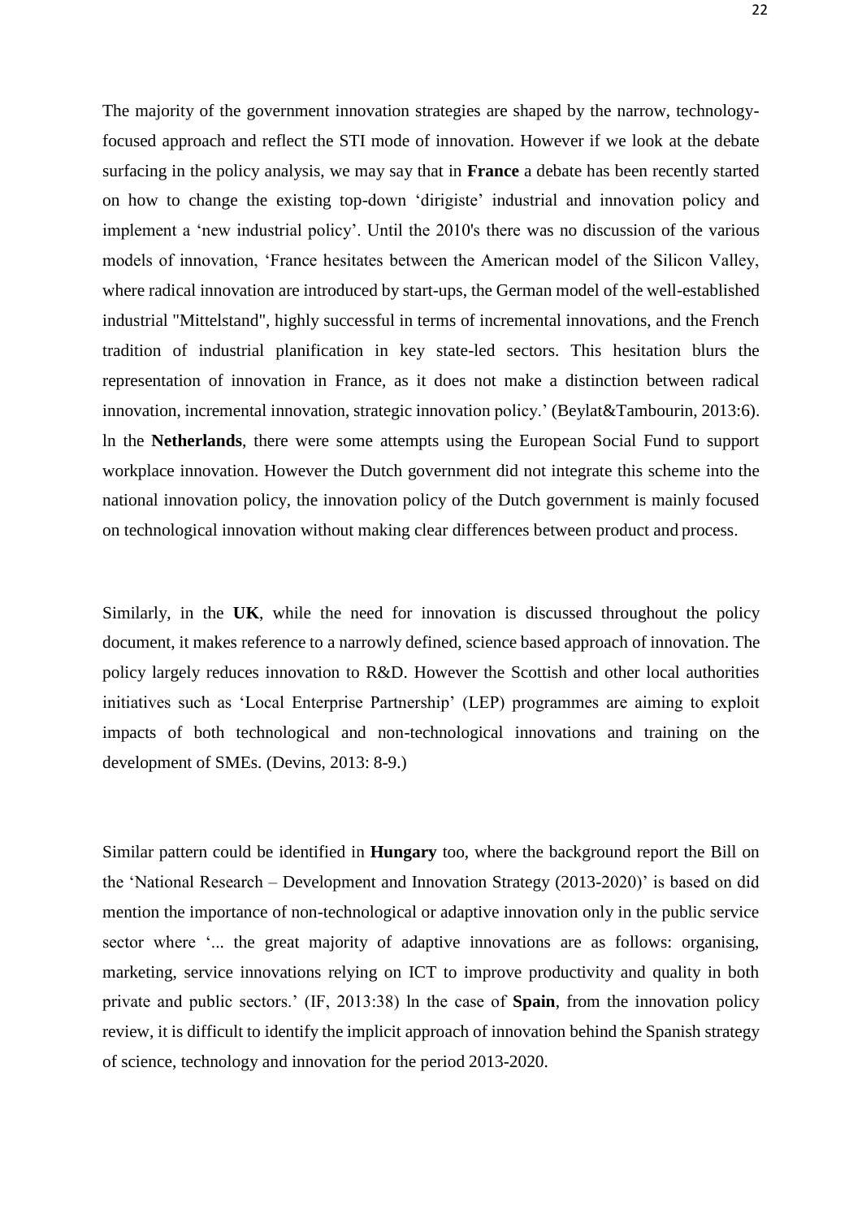The majority of the government innovation strategies are shaped by the narrow, technology-focused approach and reflect the STI mode of innovation. However if we look at the debate surfacing in the policy analysis, we may say that in **France** a debate has been recently started on how to change the existing top-down 'dirigiste' industrial and innovation policy and implement a 'new industrial policy'. Until the 2010's there was no discussion of the various models of innovation, 'France hesitates between the American model of the Silicon Valley, where radical innovation are introduced by start-ups, the German model of the well-established industrial "Mittelstand", highly successful in terms of incremental innovations, and the French tradition of industrial planification in key state-led sectors. This hesitation blurs the representation of innovation in France, as it does not make a distinction between radical innovation, incremental innovation, strategic innovation policy.' (Beylat&Tambourin, 2013:6). ln the **Netherlands**, there were some attempts using the European Social Fund to support workplace innovation. However the Dutch government did not integrate this scheme into the national innovation policy, the innovation policy of the Dutch government is mainly focused on technological innovation without making clear differences between product and process.

Similarly, in the **UK**, while the need for innovation is discussed throughout the policy document, it makes reference to a narrowly defined, science based approach of innovation. The policy largely reduces innovation to R&D. However the Scottish and other local authorities initiatives such as 'Local Enterprise Partnership' (LEP) programmes are aiming to exploit impacts of both technological and non-technological innovations and training on the development of SMEs. (Devins, 2013: 8-9.)

Similar pattern could be identified in **Hungary** too, where the background report the Bill on the 'National Research – Development and Innovation Strategy (2013-2020)' is based on did mention the importance of non-technological or adaptive innovation only in the public service sector where '... the great majority of adaptive innovations are as follows: organising, marketing, service innovations relying on ICT to improve productivity and quality in both private and public sectors.' (IF, 2013:38) ln the case of **Spain**, from the innovation policy review, it is difficult to identify the implicit approach of innovation behind the Spanish strategy of science, technology and innovation for the period 2013-2020.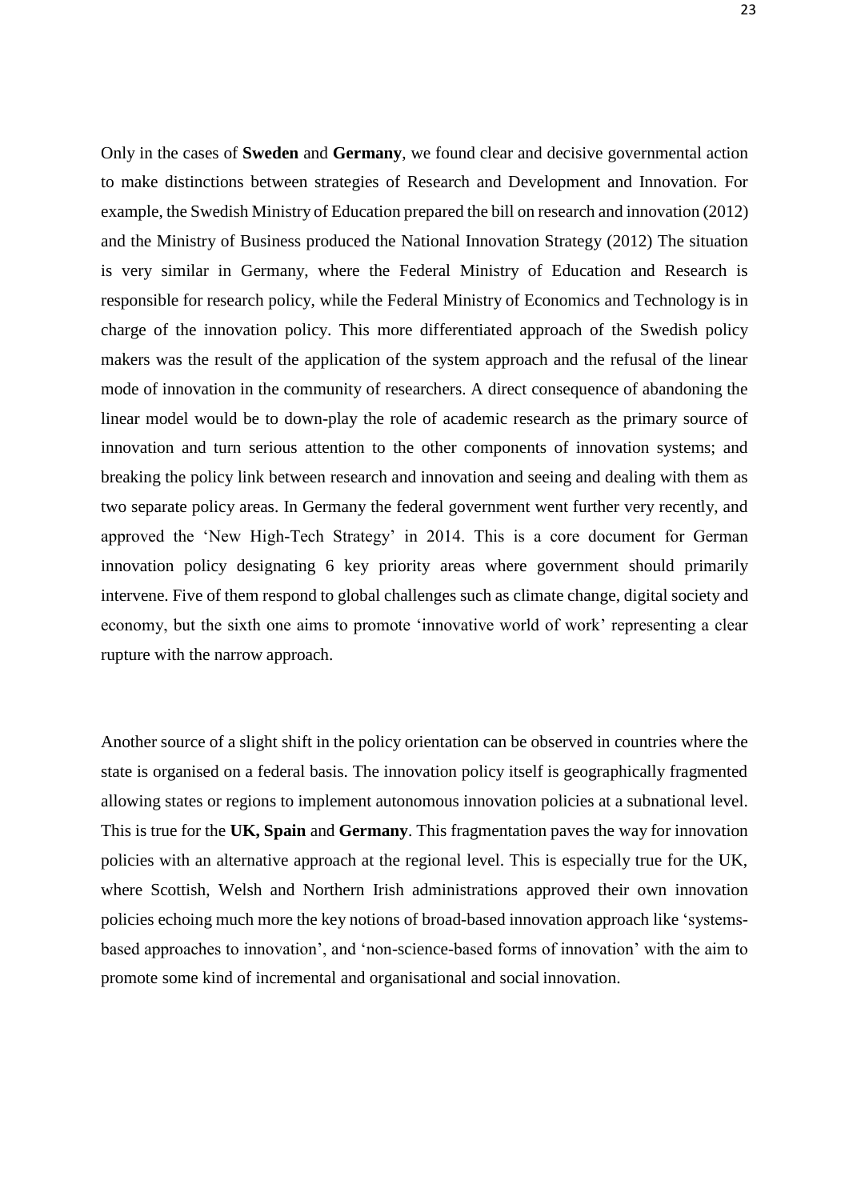Only in the cases of **Sweden** and **Germany**, we found clear and decisive governmental action to make distinctions between strategies of Research and Development and Innovation. For example, the Swedish Ministry of Education prepared the bill on research and innovation (2012) and the Ministry of Business produced the National Innovation Strategy (2012) The situation is very similar in Germany, where the Federal Ministry of Education and Research is responsible for research policy, while the Federal Ministry of Economics and Technology is in charge of the innovation policy. This more differentiated approach of the Swedish policy makers was the result of the application of the system approach and the refusal of the linear mode of innovation in the community of researchers. A direct consequence of abandoning the linear model would be to down-play the role of academic research as the primary source of innovation and turn serious attention to the other components of innovation systems; and breaking the policy link between research and innovation and seeing and dealing with them as two separate policy areas. In Germany the federal government went further very recently, and approved the 'New High-Tech Strategy' in 2014. This is a core document for German innovation policy designating 6 key priority areas where government should primarily intervene. Five of them respond to global challenges such as climate change, digital society and economy, but the sixth one aims to promote 'innovative world of work' representing a clear rupture with the narrow approach.

Another source of a slight shift in the policy orientation can be observed in countries where the state is organised on a federal basis. The innovation policy itself is geographically fragmented allowing states or regions to implement autonomous innovation policies at a subnational level. This is true for the **UK, Spain** and **Germany**. This fragmentation paves the way for innovation policies with an alternative approach at the regional level. This is especially true for the UK, where Scottish, Welsh and Northern Irish administrations approved their own innovation policies echoing much more the key notions of broad-based innovation approach like 'systems-based approaches to innovation', and 'non-science-based forms of innovation' with the aim to promote some kind of incremental and organisational and social innovation.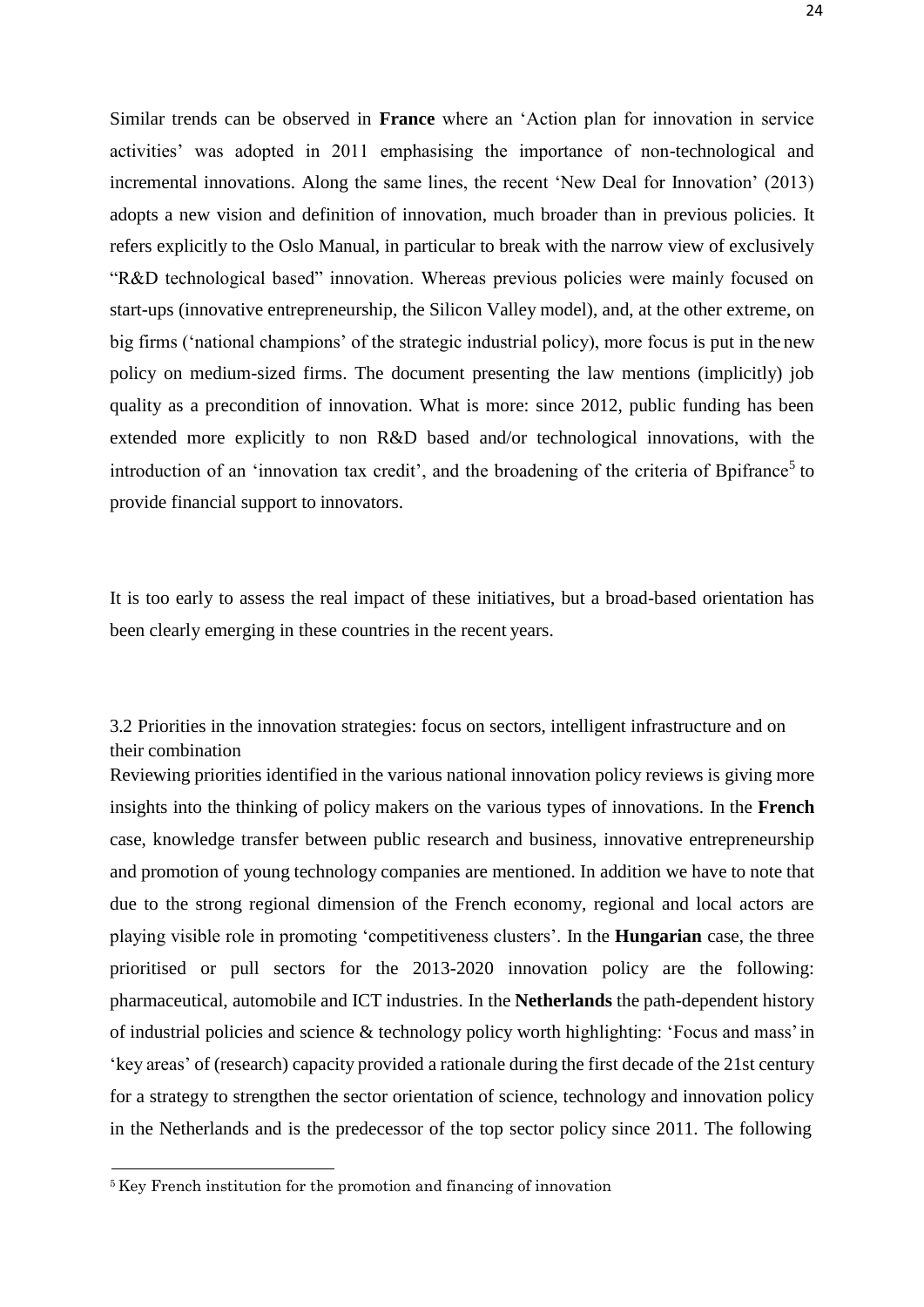Similar trends can be observed in **France** where an 'Action plan for innovation in service activities' was adopted in 2011 emphasising the importance of non-technological and incremental innovations. Along the same lines, the recent 'New Deal for Innovation' (2013) adopts a new vision and definition of innovation, much broader than in previous policies. It refers explicitly to the Oslo Manual, in particular to break with the narrow view of exclusively "R&D technological based" innovation. Whereas previous policies were mainly focused on start-ups (innovative entrepreneurship, the Silicon Valley model), and, at the other extreme, on big firms ('national champions' of the strategic industrial policy), more focus is put in the new policy on medium-sized firms. The document presenting the law mentions (implicitly) job quality as a precondition of innovation. What is more: since 2012, public funding has been extended more explicitly to non R&D based and/or technological innovations, with the introduction of an 'innovation tax credit', and the broadening of the criteria of Bpifrance[5] to provide financial support to innovators.

It is too early to assess the real impact of these initiatives, but a broad-based orientation has been clearly emerging in these countries in the recent years.

### 3.2 Priorities in the innovation strategies: focus on sectors, intelligent infrastructure and on their combination

Reviewing priorities identified in the various national innovation policy reviews is giving more insights into the thinking of policy makers on the various types of innovations. In the **French** case, knowledge transfer between public research and business, innovative entrepreneurship and promotion of young technology companies are mentioned. In addition we have to note that due to the strong regional dimension of the French economy, regional and local actors are playing visible role in promoting 'competitiveness clusters'. In the **Hungarian** case, the three prioritised or pull sectors for the 2013-2020 innovation policy are the following: pharmaceutical, automobile and ICT industries. In the **Netherlands** the path-dependent history of industrial policies and science & technology policy worth highlighting: 'Focus and mass' in 'key areas' of (research) capacity provided a rationale during the first decade of the 21st century for a strategy to strengthen the sector orientation of science, technology and innovation policy in the Netherlands and is the predecessor of the top sector policy since 2011. The following

[5] Key French institution for the promotion and financing of innovation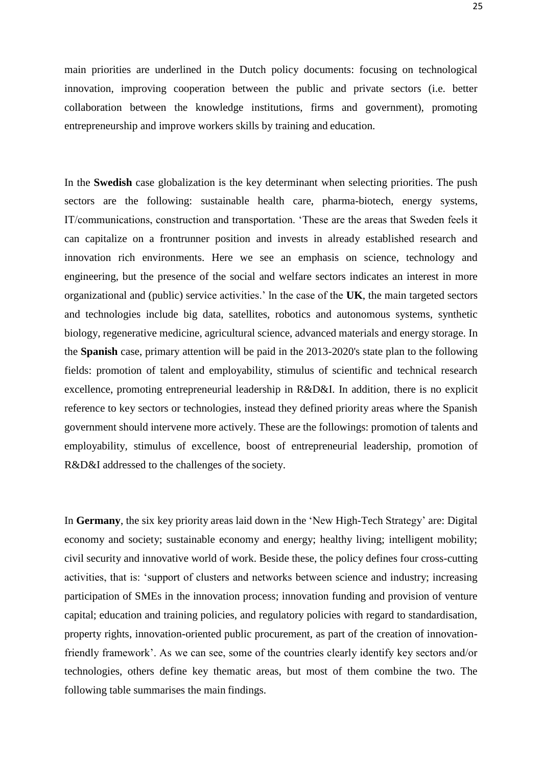main priorities are underlined in the Dutch policy documents: focusing on technological innovation, improving cooperation between the public and private sectors (i.e. better collaboration between the knowledge institutions, firms and government), promoting entrepreneurship and improve workers skills by training and education.

In the **Swedish** case globalization is the key determinant when selecting priorities. The push sectors are the following: sustainable health care, pharma-biotech, energy systems, IT/communications, construction and transportation. 'These are the areas that Sweden feels it can capitalize on a frontrunner position and invests in already established research and innovation rich environments. Here we see an emphasis on science, technology and engineering, but the presence of the social and welfare sectors indicates an interest in more organizational and (public) service activities.' ln the case of the **UK**, the main targeted sectors and technologies include big data, satellites, robotics and autonomous systems, synthetic biology, regenerative medicine, agricultural science, advanced materials and energy storage. In the **Spanish** case, primary attention will be paid in the 2013-2020's state plan to the following fields: promotion of talent and employability, stimulus of scientific and technical research excellence, promoting entrepreneurial leadership in R&D&I. In addition, there is no explicit reference to key sectors or technologies, instead they defined priority areas where the Spanish government should intervene more actively. These are the followings: promotion of talents and employability, stimulus of excellence, boost of entrepreneurial leadership, promotion of R&D&I addressed to the challenges of the society.

In **Germany**, the six key priority areas laid down in the 'New High-Tech Strategy' are: Digital economy and society; sustainable economy and energy; healthy living; intelligent mobility; civil security and innovative world of work. Beside these, the policy defines four cross-cutting activities, that is: 'support of clusters and networks between science and industry; increasing participation of SMEs in the innovation process; innovation funding and provision of venture capital; education and training policies, and regulatory policies with regard to standardisation, property rights, innovation-oriented public procurement, as part of the creation of innovation-friendly framework'. As we can see, some of the countries clearly identify key sectors and/or technologies, others define key thematic areas, but most of them combine the two. The following table summarises the main findings.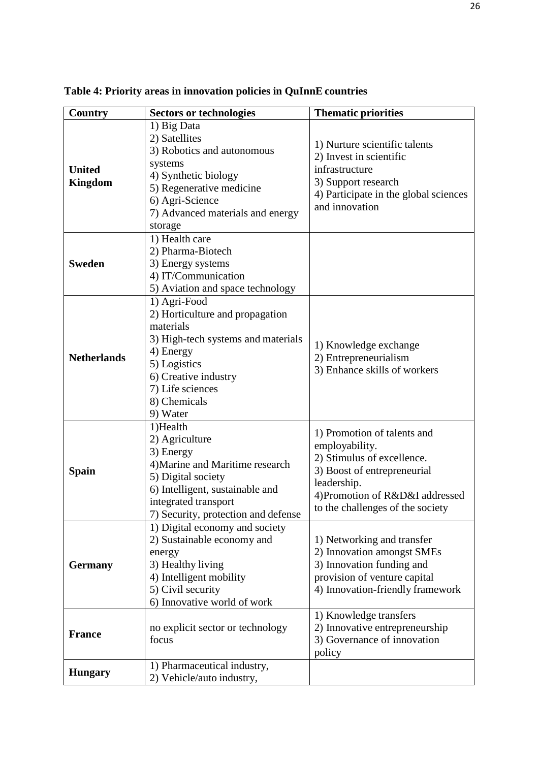**Table 4: Priority areas in innovation policies in QuInnE countries**

| Country | Sectors or technologies | Thematic priorities |
|---|---|---|
| **United Kingdom** | 1) Big Data<br>2) Satellites<br>3) Robotics and autonomous systems<br>4) Synthetic biology<br>5) Regenerative medicine<br>6) Agri-Science<br>7) Advanced materials and energy storage | 1) Nurture scientific talents<br>2) Invest in scientific infrastructure<br>3) Support research<br>4) Participate in the global sciences and innovation |
| **Sweden** | 1) Health care<br>2) Pharma-Biotech<br>3) Energy systems<br>4) IT/Communication<br>5) Aviation and space technology | |
| **Netherlands** | 1) Agri-Food<br>2) Horticulture and propagation materials<br>3) High-tech systems and materials<br>4) Energy<br>5) Logistics<br>6) Creative industry<br>7) Life sciences<br>8) Chemicals<br>9) Water | 1) Knowledge exchange<br>2) Entrepreneurialism<br>3) Enhance skills of workers |
| **Spain** | 1)Health<br>2) Agriculture<br>3) Energy<br>4)Marine and Maritime research<br>5) Digital society<br>6) Intelligent, sustainable and integrated transport<br>7) Security, protection and defense | 1) Promotion of talents and employability.<br>2) Stimulus of excellence.<br>3) Boost of entrepreneurial leadership.<br>4)Promotion of R&D&I addressed to the challenges of the society |
| **Germany** | 1) Digital economy and society<br>2) Sustainable economy and energy<br>3) Healthy living<br>4) Intelligent mobility<br>5) Civil security<br>6) Innovative world of work | 1) Networking and transfer<br>2) Innovation amongst SMEs<br>3) Innovation funding and provision of venture capital<br>4) Innovation-friendly framework |
| **France** | no explicit sector or technology focus | 1) Knowledge transfers<br>2) Innovative entrepreneurship<br>3) Governance of innovation policy |
| **Hungary** | 1) Pharmaceutical industry,<br>2) Vehicle/auto industry, | |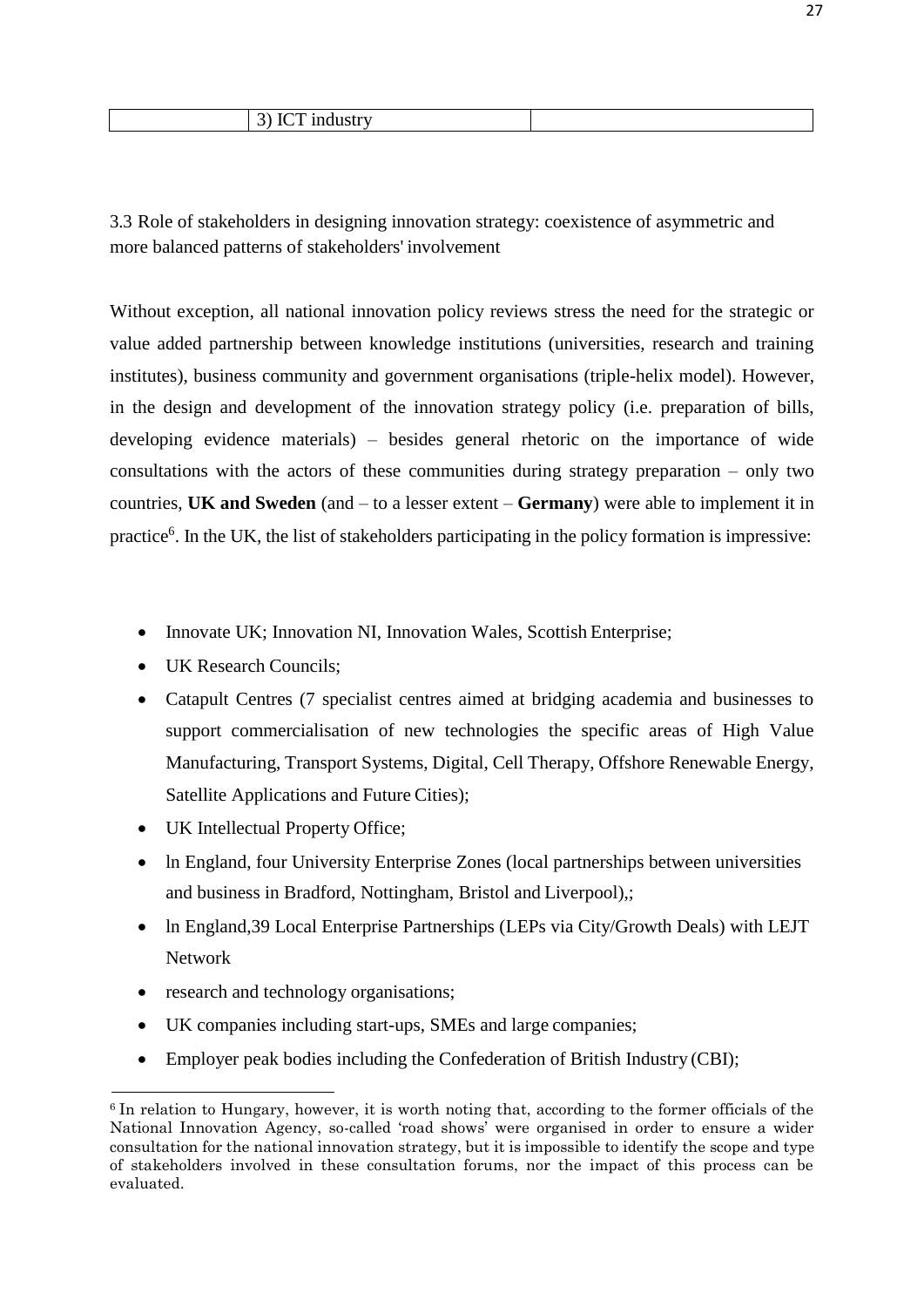| | 3) ICT industry | |
|---|---|---|

3.3 Role of stakeholders in designing innovation strategy: coexistence of asymmetric and more balanced patterns of stakeholders' involvement

Without exception, all national innovation policy reviews stress the need for the strategic or value added partnership between knowledge institutions (universities, research and training institutes), business community and government organisations (triple-helix model). However, in the design and development of the innovation strategy policy (i.e. preparation of bills, developing evidence materials) – besides general rhetoric on the importance of wide consultations with the actors of these communities during strategy preparation – only two countries, **UK and Sweden** (and – to a lesser extent – **Germany**) were able to implement it in practice[6]. In the UK, the list of stakeholders participating in the policy formation is impressive:

- Innovate UK; Innovation NI, Innovation Wales, Scottish Enterprise;
- UK Research Councils;
- Catapult Centres (7 specialist centres aimed at bridging academia and businesses to support commercialisation of new technologies the specific areas of High Value Manufacturing, Transport Systems, Digital, Cell Therapy, Offshore Renewable Energy, Satellite Applications and Future Cities);
- UK Intellectual Property Office;
- ln England, four University Enterprise Zones (local partnerships between universities and business in Bradford, Nottingham, Bristol and Liverpool),;
- ln England,39 Local Enterprise Partnerships (LEPs via City/Growth Deals) with LEJT Network
- research and technology organisations;
- UK companies including start-ups, SMEs and large companies;
- Employer peak bodies including the Confederation of British Industry (CBI);

[6] In relation to Hungary, however, it is worth noting that, according to the former officials of the National Innovation Agency, so-called 'road shows' were organised in order to ensure a wider consultation for the national innovation strategy, but it is impossible to identify the scope and type of stakeholders involved in these consultation forums, nor the impact of this process can be evaluated.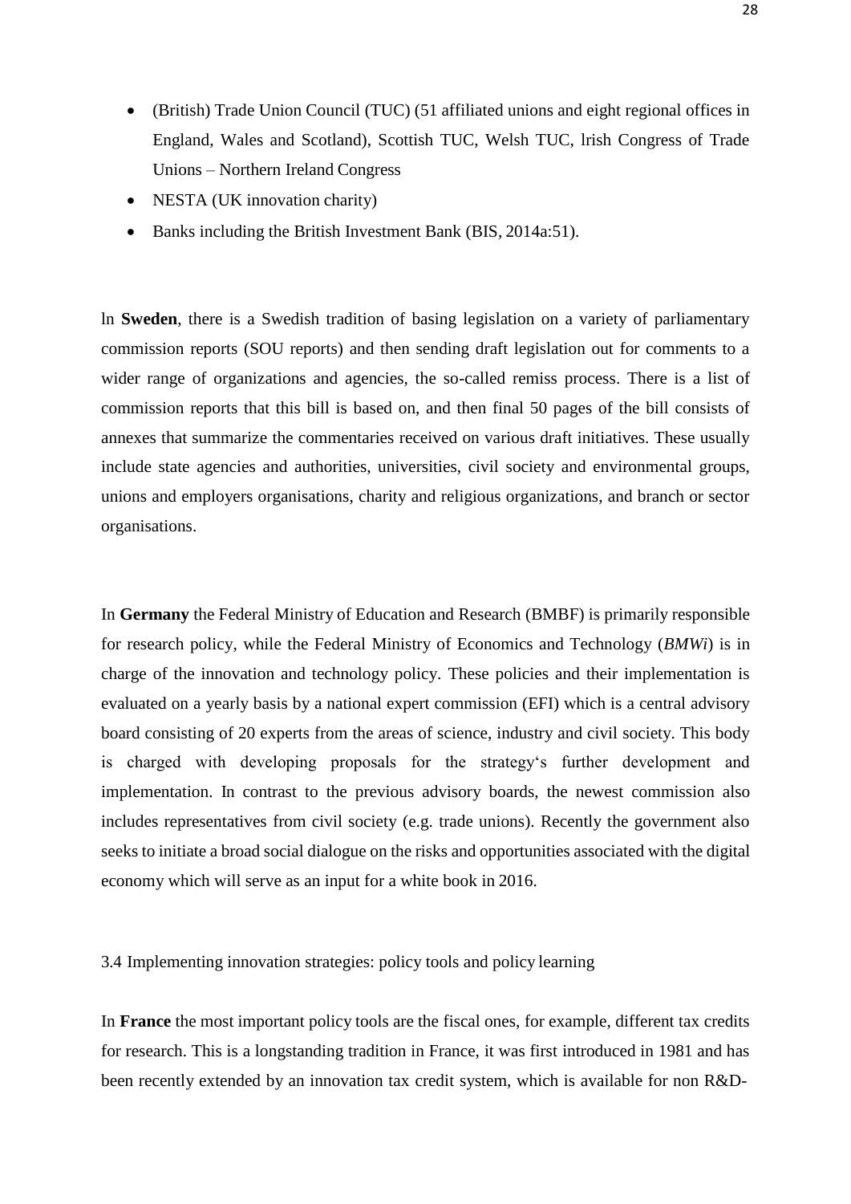- (British) Trade Union Council (TUC) (51 affiliated unions and eight regional offices in England, Wales and Scotland), Scottish TUC, Welsh TUC, lrish Congress of Trade Unions – Northern Ireland Congress
- NESTA (UK innovation charity)
- Banks including the British Investment Bank (BIS, 2014a:51).

ln **Sweden**, there is a Swedish tradition of basing legislation on a variety of parliamentary commission reports (SOU reports) and then sending draft legislation out for comments to a wider range of organizations and agencies, the so-called remiss process. There is a list of commission reports that this bill is based on, and then final 50 pages of the bill consists of annexes that summarize the commentaries received on various draft initiatives. These usually include state agencies and authorities, universities, civil society and environmental groups, unions and employers organisations, charity and religious organizations, and branch or sector organisations.

In **Germany** the Federal Ministry of Education and Research (BMBF) is primarily responsible for research policy, while the Federal Ministry of Economics and Technology (*BMWi*) is in charge of the innovation and technology policy. These policies and their implementation is evaluated on a yearly basis by a national expert commission (EFI) which is a central advisory board consisting of 20 experts from the areas of science, industry and civil society. This body is charged with developing proposals for the strategy‘s further development and implementation. In contrast to the previous advisory boards, the newest commission also includes representatives from civil society (e.g. trade unions). Recently the government also seeks to initiate a broad social dialogue on the risks and opportunities associated with the digital economy which will serve as an input for a white book in 2016.

3.4 Implementing innovation strategies: policy tools and policy learning

In **France** the most important policy tools are the fiscal ones, for example, different tax credits for research. This is a longstanding tradition in France, it was first introduced in 1981 and has been recently extended by an innovation tax credit system, which is available for non R&D-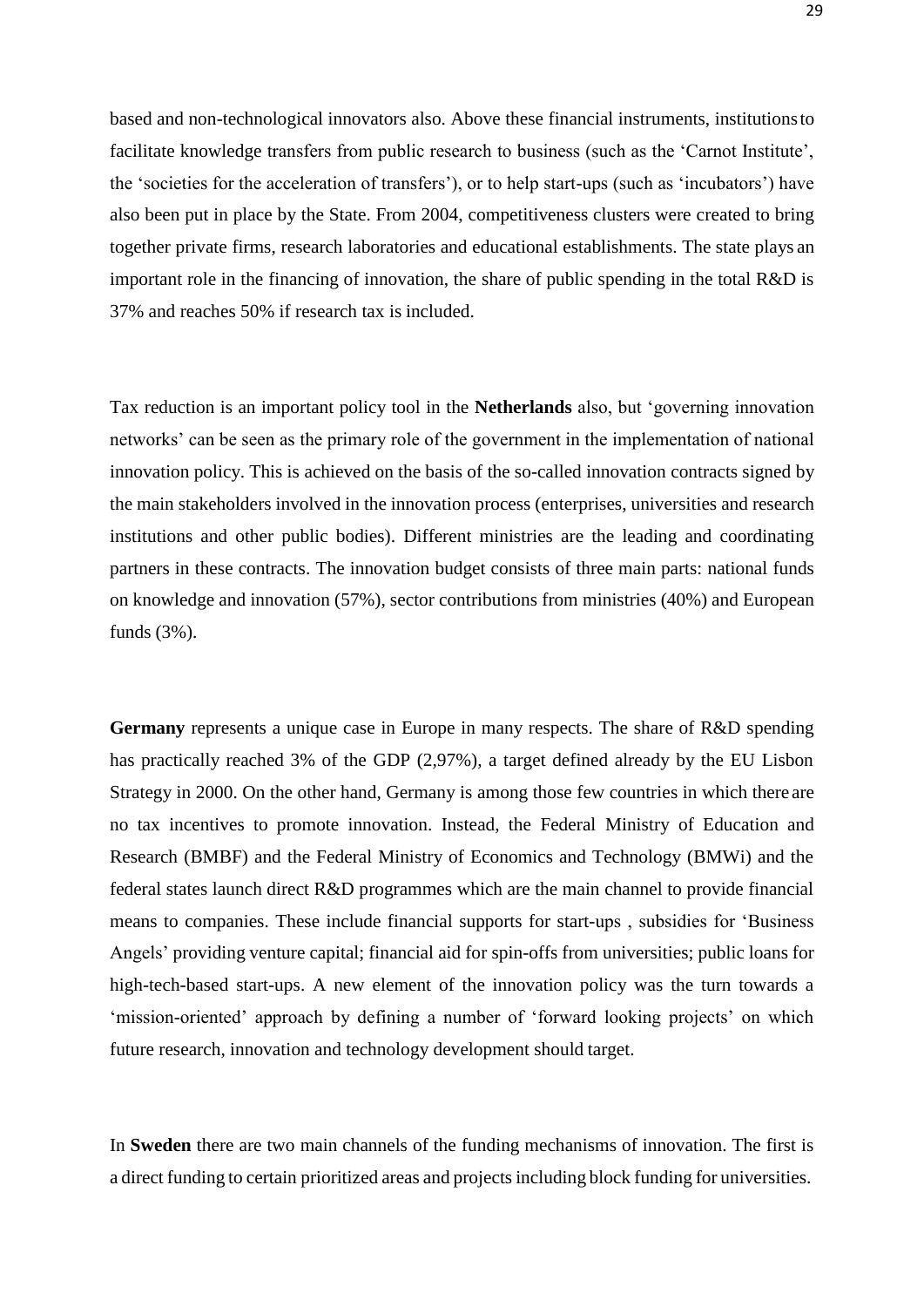based and non-technological innovators also. Above these financial instruments, institutions to facilitate knowledge transfers from public research to business (such as the 'Carnot Institute', the 'societies for the acceleration of transfers'), or to help start-ups (such as 'incubators') have also been put in place by the State. From 2004, competitiveness clusters were created to bring together private firms, research laboratories and educational establishments. The state plays an important role in the financing of innovation, the share of public spending in the total R&D is 37% and reaches 50% if research tax is included.

Tax reduction is an important policy tool in the **Netherlands** also, but 'governing innovation networks' can be seen as the primary role of the government in the implementation of national innovation policy. This is achieved on the basis of the so-called innovation contracts signed by the main stakeholders involved in the innovation process (enterprises, universities and research institutions and other public bodies). Different ministries are the leading and coordinating partners in these contracts. The innovation budget consists of three main parts: national funds on knowledge and innovation (57%), sector contributions from ministries (40%) and European funds (3%).

**Germany** represents a unique case in Europe in many respects. The share of R&D spending has practically reached 3% of the GDP (2,97%), a target defined already by the EU Lisbon Strategy in 2000. On the other hand, Germany is among those few countries in which there are no tax incentives to promote innovation. Instead, the Federal Ministry of Education and Research (BMBF) and the Federal Ministry of Economics and Technology (BMWi) and the federal states launch direct R&D programmes which are the main channel to provide financial means to companies. These include financial supports for start-ups , subsidies for 'Business Angels' providing venture capital; financial aid for spin-offs from universities; public loans for high-tech-based start-ups. A new element of the innovation policy was the turn towards a 'mission-oriented' approach by defining a number of 'forward looking projects' on which future research, innovation and technology development should target.

In **Sweden** there are two main channels of the funding mechanisms of innovation. The first is a direct funding to certain prioritized areas and projects including block funding for universities.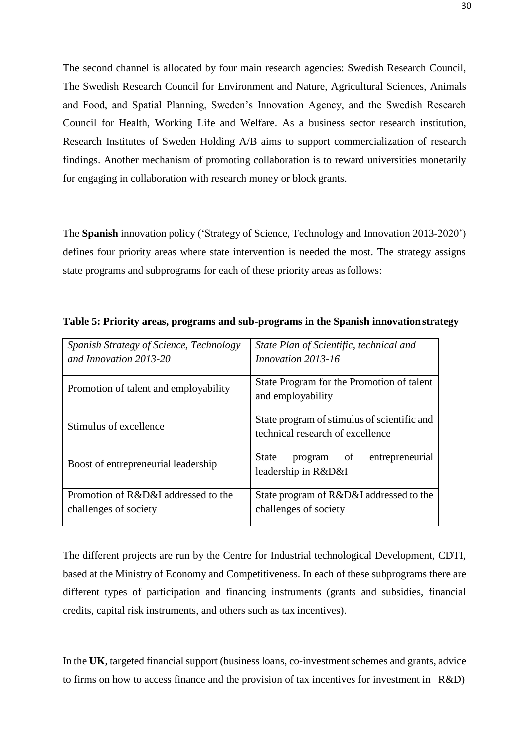The second channel is allocated by four main research agencies: Swedish Research Council, The Swedish Research Council for Environment and Nature, Agricultural Sciences, Animals and Food, and Spatial Planning, Sweden's Innovation Agency, and the Swedish Research Council for Health, Working Life and Welfare. As a business sector research institution, Research Institutes of Sweden Holding A/B aims to support commercialization of research findings. Another mechanism of promoting collaboration is to reward universities monetarily for engaging in collaboration with research money or block grants.

The **Spanish** innovation policy ('Strategy of Science, Technology and Innovation 2013-2020') defines four priority areas where state intervention is needed the most. The strategy assigns state programs and subprograms for each of these priority areas as follows:

**Table 5: Priority areas, programs and sub-programs in the Spanish innovation strategy**

| *Spanish Strategy of Science, Technology and Innovation 2013-20* | *State Plan of Scientific, technical and Innovation 2013-16* |
| --- | --- |
| Promotion of talent and employability | State Program for the Promotion of talent and employability |
| Stimulus of excellence | State program of stimulus of scientific and technical research of excellence |
| Boost of entrepreneurial leadership | State program of entrepreneurial leadership in R&D&I |
| Promotion of R&D&I addressed to the challenges of society | State program of R&D&I addressed to the challenges of society |

The different projects are run by the Centre for Industrial technological Development, CDTI, based at the Ministry of Economy and Competitiveness. In each of these subprograms there are different types of participation and financing instruments (grants and subsidies, financial credits, capital risk instruments, and others such as tax incentives).

In the **UK**, targeted financial support (business loans, co-investment schemes and grants, advice to firms on how to access finance and the provision of tax incentives for investment in R&D)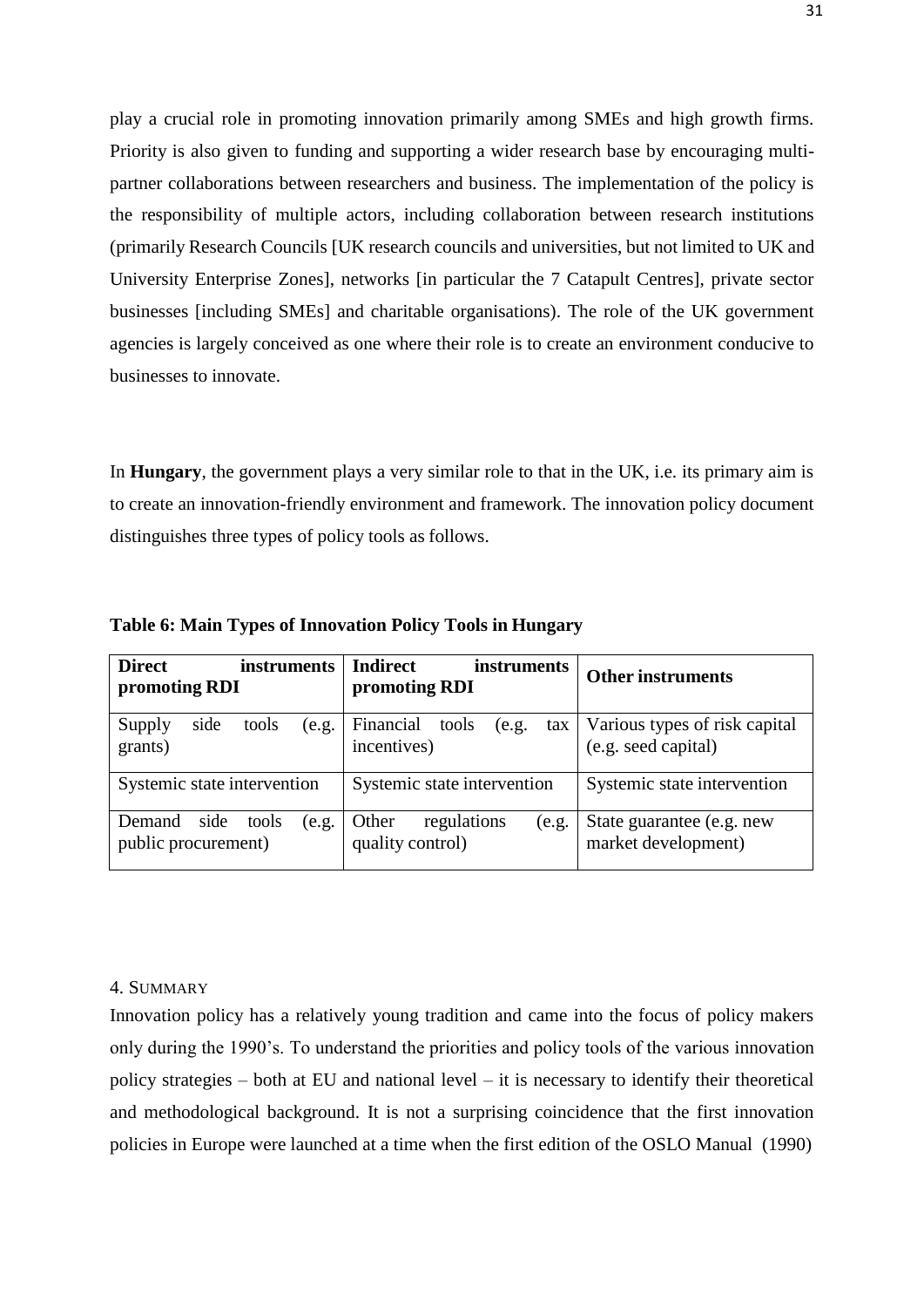play a crucial role in promoting innovation primarily among SMEs and high growth firms. Priority is also given to funding and supporting a wider research base by encouraging multi-partner collaborations between researchers and business. The implementation of the policy is the responsibility of multiple actors, including collaboration between research institutions (primarily Research Councils [UK research councils and universities, but not limited to UK and University Enterprise Zones], networks [in particular the 7 Catapult Centres], private sector businesses [including SMEs] and charitable organisations). The role of the UK government agencies is largely conceived as one where their role is to create an environment conducive to businesses to innovate.

In **Hungary**, the government plays a very similar role to that in the UK, i.e. its primary aim is to create an innovation-friendly environment and framework. The innovation policy document distinguishes three types of policy tools as follows.

**Table 6: Main Types of Innovation Policy Tools in Hungary**

| **Direct instruments promoting RDI** | **Indirect instruments promoting RDI** | **Other instruments** |
|---|---|---|
| Supply side tools (e.g. grants) | Financial tools (e.g. tax incentives) | Various types of risk capital (e.g. seed capital) |
| Systemic state intervention | Systemic state intervention | Systemic state intervention |
| Demand side tools (e.g. public procurement) | Other regulations (e.g. quality control) | State guarantee (e.g. new market development) |

## 4. Summary

Innovation policy has a relatively young tradition and came into the focus of policy makers only during the 1990's. To understand the priorities and policy tools of the various innovation policy strategies – both at EU and national level – it is necessary to identify their theoretical and methodological background. It is not a surprising coincidence that the first innovation policies in Europe were launched at a time when the first edition of the OSLO Manual (1990)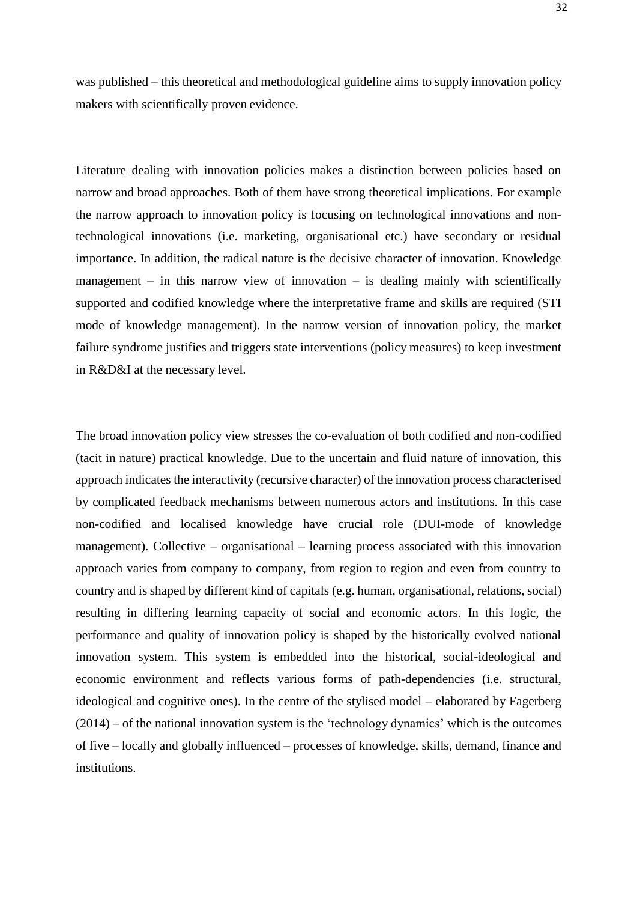was published – this theoretical and methodological guideline aims to supply innovation policy makers with scientifically proven evidence.

Literature dealing with innovation policies makes a distinction between policies based on narrow and broad approaches. Both of them have strong theoretical implications. For example the narrow approach to innovation policy is focusing on technological innovations and non-technological innovations (i.e. marketing, organisational etc.) have secondary or residual importance. In addition, the radical nature is the decisive character of innovation. Knowledge management – in this narrow view of innovation – is dealing mainly with scientifically supported and codified knowledge where the interpretative frame and skills are required (STI mode of knowledge management). In the narrow version of innovation policy, the market failure syndrome justifies and triggers state interventions (policy measures) to keep investment in R&D&I at the necessary level.

The broad innovation policy view stresses the co-evaluation of both codified and non-codified (tacit in nature) practical knowledge. Due to the uncertain and fluid nature of innovation, this approach indicates the interactivity (recursive character) of the innovation process characterised by complicated feedback mechanisms between numerous actors and institutions. In this case non-codified and localised knowledge have crucial role (DUI-mode of knowledge management). Collective – organisational – learning process associated with this innovation approach varies from company to company, from region to region and even from country to country and is shaped by different kind of capitals (e.g. human, organisational, relations, social) resulting in differing learning capacity of social and economic actors. In this logic, the performance and quality of innovation policy is shaped by the historically evolved national innovation system. This system is embedded into the historical, social-ideological and economic environment and reflects various forms of path-dependencies (i.e. structural, ideological and cognitive ones). In the centre of the stylised model – elaborated by Fagerberg (2014) – of the national innovation system is the 'technology dynamics' which is the outcomes of five – locally and globally influenced – processes of knowledge, skills, demand, finance and institutions.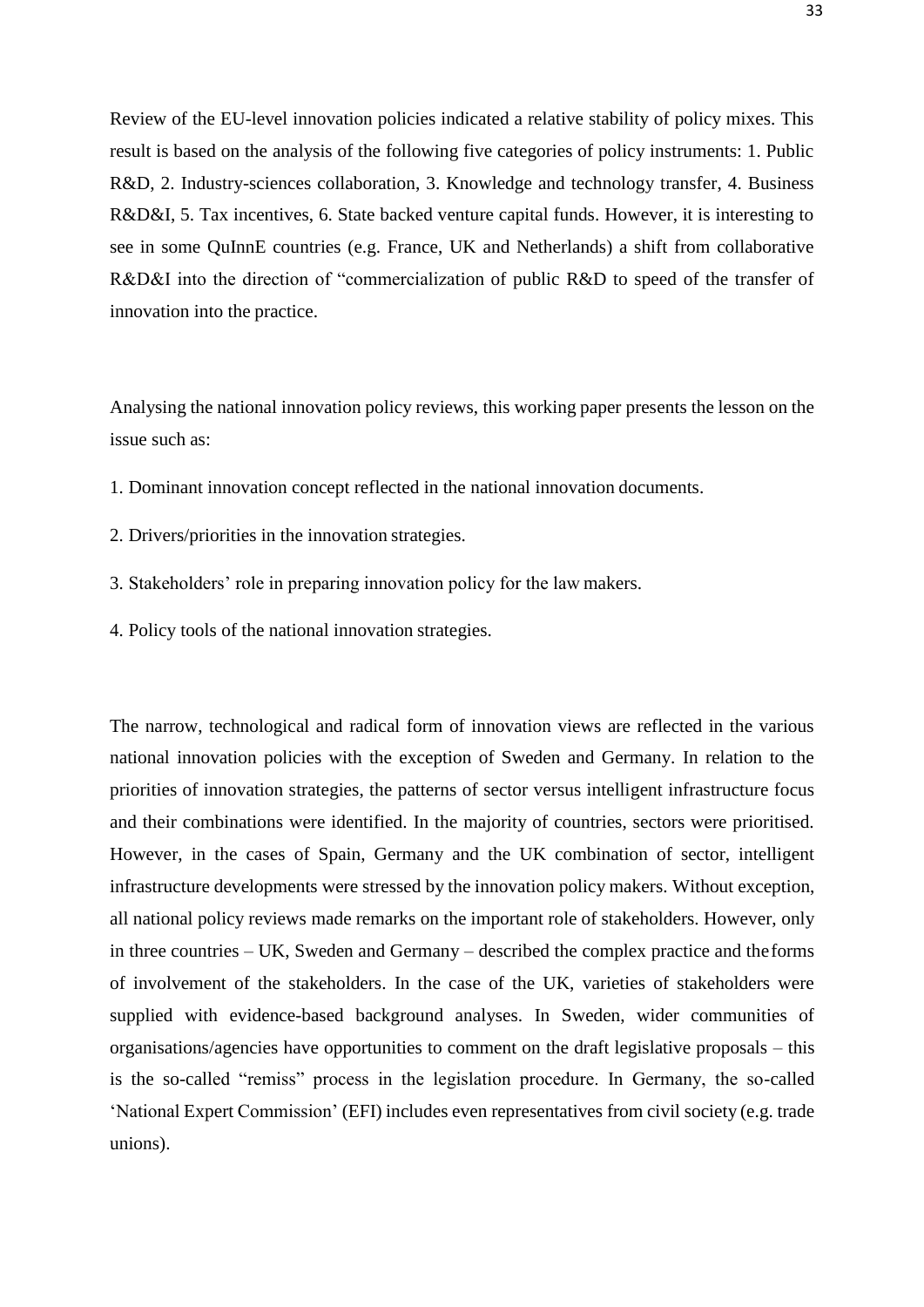Review of the EU-level innovation policies indicated a relative stability of policy mixes. This result is based on the analysis of the following five categories of policy instruments: 1. Public R&D, 2. Industry-sciences collaboration, 3. Knowledge and technology transfer, 4. Business R&D&I, 5. Tax incentives, 6. State backed venture capital funds. However, it is interesting to see in some QuInnE countries (e.g. France, UK and Netherlands) a shift from collaborative R&D&I into the direction of "commercialization of public R&D to speed of the transfer of innovation into the practice.

Analysing the national innovation policy reviews, this working paper presents the lesson on the issue such as:

1. Dominant innovation concept reflected in the national innovation documents.

2. Drivers/priorities in the innovation strategies.

3. Stakeholders' role in preparing innovation policy for the law makers.

4. Policy tools of the national innovation strategies.

The narrow, technological and radical form of innovation views are reflected in the various national innovation policies with the exception of Sweden and Germany. In relation to the priorities of innovation strategies, the patterns of sector versus intelligent infrastructure focus and their combinations were identified. In the majority of countries, sectors were prioritised. However, in the cases of Spain, Germany and the UK combination of sector, intelligent infrastructure developments were stressed by the innovation policy makers. Without exception, all national policy reviews made remarks on the important role of stakeholders. However, only in three countries – UK, Sweden and Germany – described the complex practice and the forms of involvement of the stakeholders. In the case of the UK, varieties of stakeholders were supplied with evidence-based background analyses. In Sweden, wider communities of organisations/agencies have opportunities to comment on the draft legislative proposals – this is the so-called "remiss" process in the legislation procedure. In Germany, the so-called 'National Expert Commission' (EFI) includes even representatives from civil society (e.g. trade unions).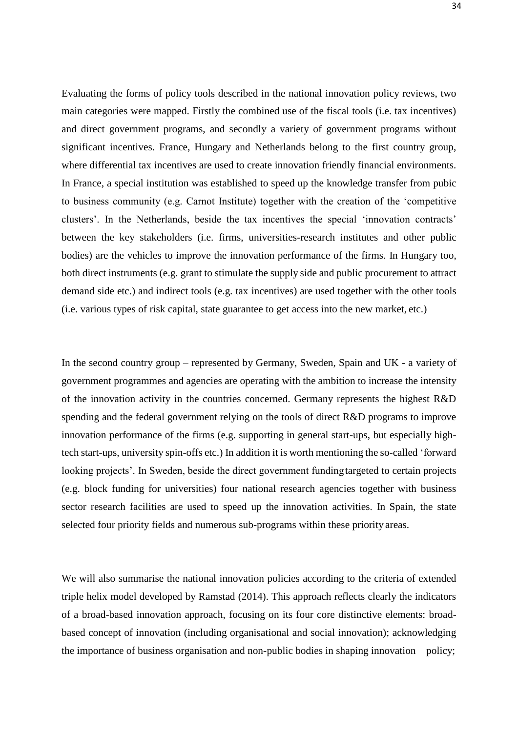Evaluating the forms of policy tools described in the national innovation policy reviews, two main categories were mapped. Firstly the combined use of the fiscal tools (i.e. tax incentives) and direct government programs, and secondly a variety of government programs without significant incentives. France, Hungary and Netherlands belong to the first country group, where differential tax incentives are used to create innovation friendly financial environments. In France, a special institution was established to speed up the knowledge transfer from pubic to business community (e.g. Carnot Institute) together with the creation of the 'competitive clusters'. In the Netherlands, beside the tax incentives the special 'innovation contracts' between the key stakeholders (i.e. firms, universities-research institutes and other public bodies) are the vehicles to improve the innovation performance of the firms. In Hungary too, both direct instruments (e.g. grant to stimulate the supply side and public procurement to attract demand side etc.) and indirect tools (e.g. tax incentives) are used together with the other tools (i.e. various types of risk capital, state guarantee to get access into the new market, etc.)

In the second country group – represented by Germany, Sweden, Spain and UK - a variety of government programmes and agencies are operating with the ambition to increase the intensity of the innovation activity in the countries concerned. Germany represents the highest R&D spending and the federal government relying on the tools of direct R&D programs to improve innovation performance of the firms (e.g. supporting in general start-ups, but especially high-tech start-ups, university spin-offs etc.) In addition it is worth mentioning the so-called 'forward looking projects'. In Sweden, beside the direct government funding targeted to certain projects (e.g. block funding for universities) four national research agencies together with business sector research facilities are used to speed up the innovation activities. In Spain, the state selected four priority fields and numerous sub-programs within these priority areas.

We will also summarise the national innovation policies according to the criteria of extended triple helix model developed by Ramstad (2014). This approach reflects clearly the indicators of a broad-based innovation approach, focusing on its four core distinctive elements: broad-based concept of innovation (including organisational and social innovation); acknowledging the importance of business organisation and non-public bodies in shaping innovation policy;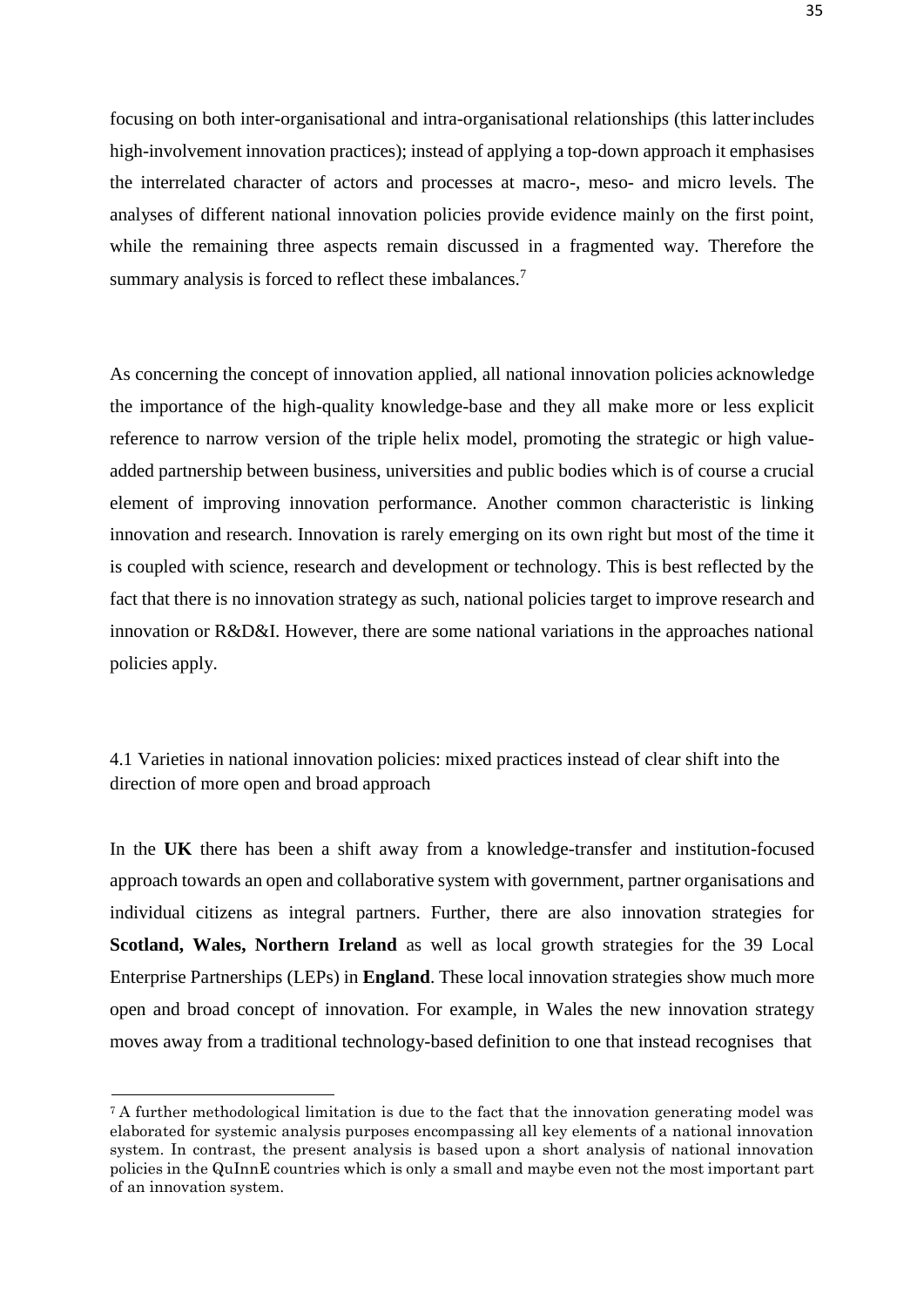focusing on both inter-organisational and intra-organisational relationships (this latter includes high-involvement innovation practices); instead of applying a top-down approach it emphasises the interrelated character of actors and processes at macro-, meso- and micro levels. The analyses of different national innovation policies provide evidence mainly on the first point, while the remaining three aspects remain discussed in a fragmented way. Therefore the summary analysis is forced to reflect these imbalances.[7]

As concerning the concept of innovation applied, all national innovation policies acknowledge the importance of the high-quality knowledge-base and they all make more or less explicit reference to narrow version of the triple helix model, promoting the strategic or high value-added partnership between business, universities and public bodies which is of course a crucial element of improving innovation performance. Another common characteristic is linking innovation and research. Innovation is rarely emerging on its own right but most of the time it is coupled with science, research and development or technology. This is best reflected by the fact that there is no innovation strategy as such, national policies target to improve research and innovation or R&D&I. However, there are some national variations in the approaches national policies apply.

### 4.1 Varieties in national innovation policies: mixed practices instead of clear shift into the direction of more open and broad approach

In the **UK** there has been a shift away from a knowledge-transfer and institution-focused approach towards an open and collaborative system with government, partner organisations and individual citizens as integral partners. Further, there are also innovation strategies for **Scotland, Wales, Northern Ireland** as well as local growth strategies for the 39 Local Enterprise Partnerships (LEPs) in **England**. These local innovation strategies show much more open and broad concept of innovation. For example, in Wales the new innovation strategy moves away from a traditional technology-based definition to one that instead recognises that

[7] A further methodological limitation is due to the fact that the innovation generating model was elaborated for systemic analysis purposes encompassing all key elements of a national innovation system. In contrast, the present analysis is based upon a short analysis of national innovation policies in the QuInnE countries which is only a small and maybe even not the most important part of an innovation system.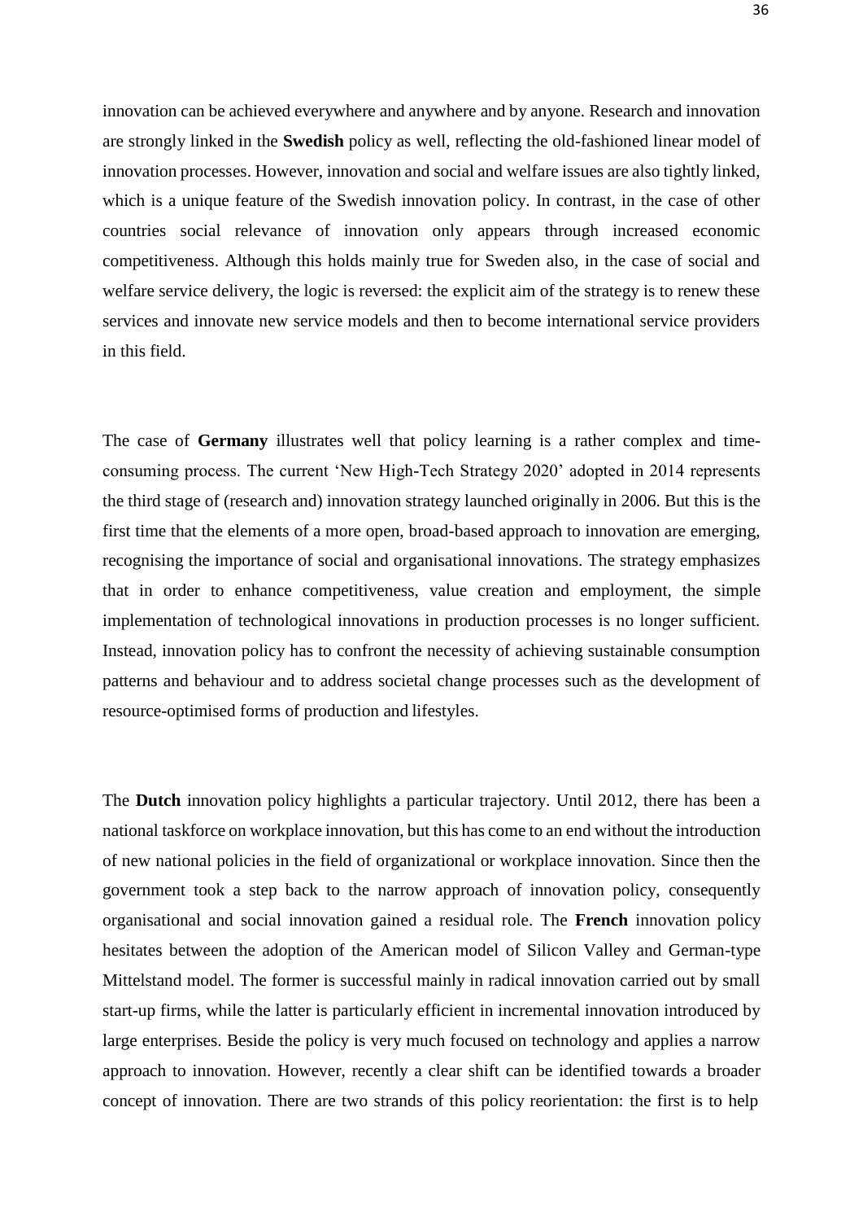innovation can be achieved everywhere and anywhere and by anyone. Research and innovation are strongly linked in the **Swedish** policy as well, reflecting the old-fashioned linear model of innovation processes. However, innovation and social and welfare issues are also tightly linked, which is a unique feature of the Swedish innovation policy. In contrast, in the case of other countries social relevance of innovation only appears through increased economic competitiveness. Although this holds mainly true for Sweden also, in the case of social and welfare service delivery, the logic is reversed: the explicit aim of the strategy is to renew these services and innovate new service models and then to become international service providers in this field.

The case of **Germany** illustrates well that policy learning is a rather complex and time-consuming process. The current 'New High-Tech Strategy 2020' adopted in 2014 represents the third stage of (research and) innovation strategy launched originally in 2006. But this is the first time that the elements of a more open, broad-based approach to innovation are emerging, recognising the importance of social and organisational innovations. The strategy emphasizes that in order to enhance competitiveness, value creation and employment, the simple implementation of technological innovations in production processes is no longer sufficient. Instead, innovation policy has to confront the necessity of achieving sustainable consumption patterns and behaviour and to address societal change processes such as the development of resource-optimised forms of production and lifestyles.

The **Dutch** innovation policy highlights a particular trajectory. Until 2012, there has been a national taskforce on workplace innovation, but this has come to an end without the introduction of new national policies in the field of organizational or workplace innovation. Since then the government took a step back to the narrow approach of innovation policy, consequently organisational and social innovation gained a residual role. The **French** innovation policy hesitates between the adoption of the American model of Silicon Valley and German-type Mittelstand model. The former is successful mainly in radical innovation carried out by small start-up firms, while the latter is particularly efficient in incremental innovation introduced by large enterprises. Beside the policy is very much focused on technology and applies a narrow approach to innovation. However, recently a clear shift can be identified towards a broader concept of innovation. There are two strands of this policy reorientation: the first is to help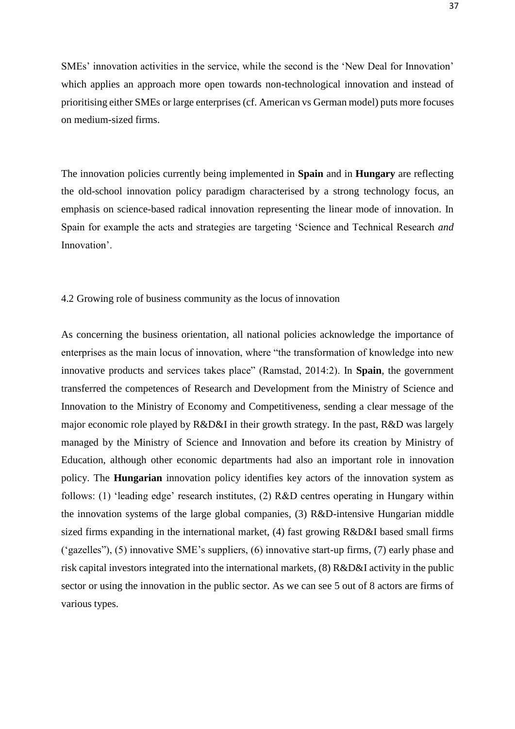SMEs' innovation activities in the service, while the second is the 'New Deal for Innovation' which applies an approach more open towards non-technological innovation and instead of prioritising either SMEs or large enterprises (cf. American vs German model) puts more focuses on medium-sized firms.

The innovation policies currently being implemented in **Spain** and in **Hungary** are reflecting the old-school innovation policy paradigm characterised by a strong technology focus, an emphasis on science-based radical innovation representing the linear mode of innovation. In Spain for example the acts and strategies are targeting 'Science and Technical Research *and* Innovation'.

## 4.2 Growing role of business community as the locus of innovation

As concerning the business orientation, all national policies acknowledge the importance of enterprises as the main locus of innovation, where "the transformation of knowledge into new innovative products and services takes place" (Ramstad, 2014:2). In **Spain**, the government transferred the competences of Research and Development from the Ministry of Science and Innovation to the Ministry of Economy and Competitiveness, sending a clear message of the major economic role played by R&D&I in their growth strategy. In the past, R&D was largely managed by the Ministry of Science and Innovation and before its creation by Ministry of Education, although other economic departments had also an important role in innovation policy. The **Hungarian** innovation policy identifies key actors of the innovation system as follows: (1) 'leading edge' research institutes, (2) R&D centres operating in Hungary within the innovation systems of the large global companies, (3) R&D-intensive Hungarian middle sized firms expanding in the international market, (4) fast growing R&D&I based small firms ('gazelles"), (5) innovative SME's suppliers, (6) innovative start-up firms, (7) early phase and risk capital investors integrated into the international markets, (8) R&D&I activity in the public sector or using the innovation in the public sector. As we can see 5 out of 8 actors are firms of various types.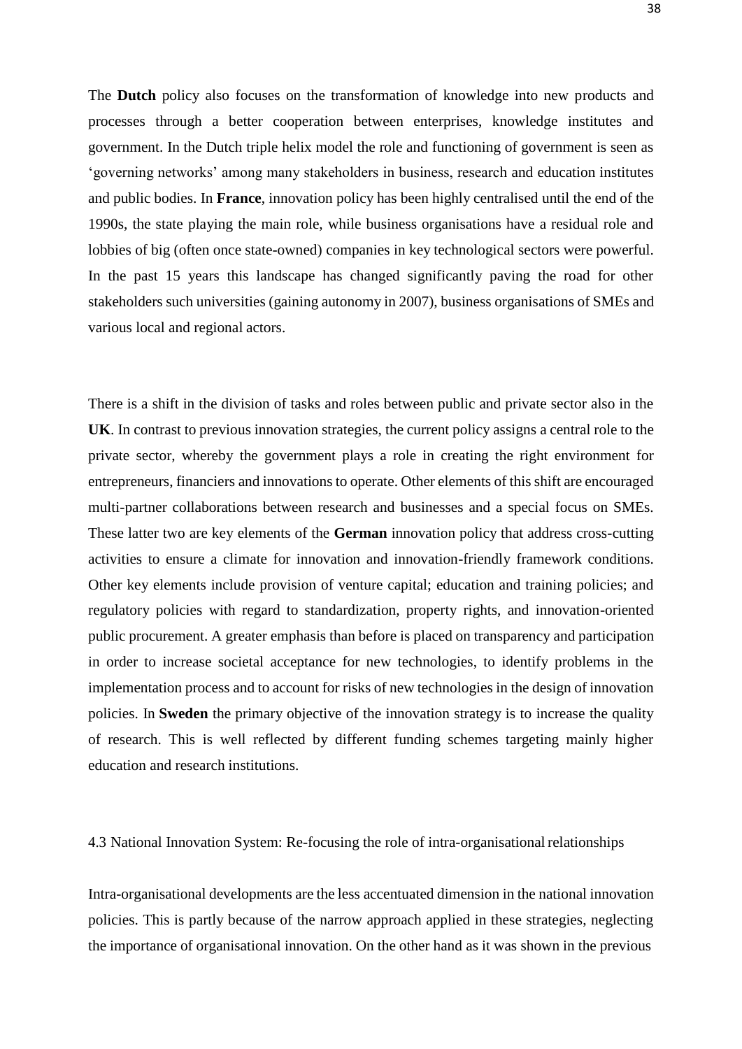The **Dutch** policy also focuses on the transformation of knowledge into new products and processes through a better cooperation between enterprises, knowledge institutes and government. In the Dutch triple helix model the role and functioning of government is seen as 'governing networks' among many stakeholders in business, research and education institutes and public bodies. In **France**, innovation policy has been highly centralised until the end of the 1990s, the state playing the main role, while business organisations have a residual role and lobbies of big (often once state-owned) companies in key technological sectors were powerful. In the past 15 years this landscape has changed significantly paving the road for other stakeholders such universities (gaining autonomy in 2007), business organisations of SMEs and various local and regional actors.

There is a shift in the division of tasks and roles between public and private sector also in the **UK**. In contrast to previous innovation strategies, the current policy assigns a central role to the private sector, whereby the government plays a role in creating the right environment for entrepreneurs, financiers and innovations to operate. Other elements of this shift are encouraged multi-partner collaborations between research and businesses and a special focus on SMEs. These latter two are key elements of the **German** innovation policy that address cross-cutting activities to ensure a climate for innovation and innovation-friendly framework conditions. Other key elements include provision of venture capital; education and training policies; and regulatory policies with regard to standardization, property rights, and innovation-oriented public procurement. A greater emphasis than before is placed on transparency and participation in order to increase societal acceptance for new technologies, to identify problems in the implementation process and to account for risks of new technologies in the design of innovation policies. In **Sweden** the primary objective of the innovation strategy is to increase the quality of research. This is well reflected by different funding schemes targeting mainly higher education and research institutions.

### 4.3 National Innovation System: Re-focusing the role of intra-organisational relationships

Intra-organisational developments are the less accentuated dimension in the national innovation policies. This is partly because of the narrow approach applied in these strategies, neglecting the importance of organisational innovation. On the other hand as it was shown in the previous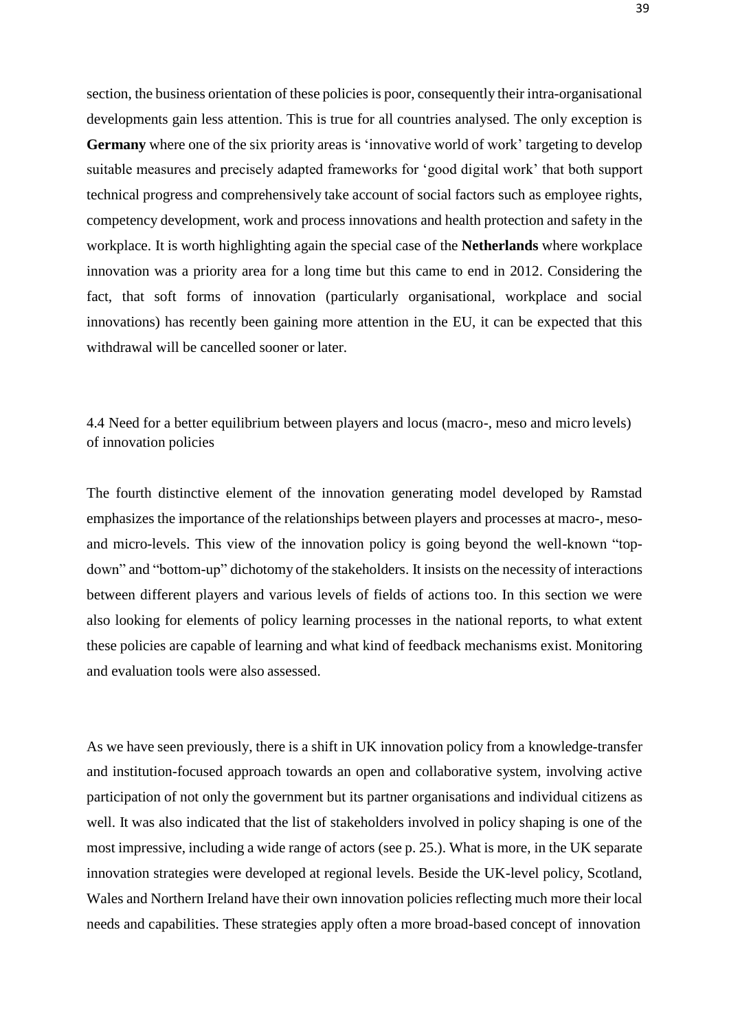section, the business orientation of these policies is poor, consequently their intra-organisational developments gain less attention. This is true for all countries analysed. The only exception is **Germany** where one of the six priority areas is 'innovative world of work' targeting to develop suitable measures and precisely adapted frameworks for 'good digital work' that both support technical progress and comprehensively take account of social factors such as employee rights, competency development, work and process innovations and health protection and safety in the workplace. It is worth highlighting again the special case of the **Netherlands** where workplace innovation was a priority area for a long time but this came to end in 2012. Considering the fact, that soft forms of innovation (particularly organisational, workplace and social innovations) has recently been gaining more attention in the EU, it can be expected that this withdrawal will be cancelled sooner or later.

### 4.4 Need for a better equilibrium between players and locus (macro-, meso and micro levels) of innovation policies

The fourth distinctive element of the innovation generating model developed by Ramstad emphasizes the importance of the relationships between players and processes at macro-, meso- and micro-levels. This view of the innovation policy is going beyond the well-known "top-down" and "bottom-up" dichotomy of the stakeholders. It insists on the necessity of interactions between different players and various levels of fields of actions too. In this section we were also looking for elements of policy learning processes in the national reports, to what extent these policies are capable of learning and what kind of feedback mechanisms exist. Monitoring and evaluation tools were also assessed.

As we have seen previously, there is a shift in UK innovation policy from a knowledge-transfer and institution-focused approach towards an open and collaborative system, involving active participation of not only the government but its partner organisations and individual citizens as well. It was also indicated that the list of stakeholders involved in policy shaping is one of the most impressive, including a wide range of actors (see p. 25.). What is more, in the UK separate innovation strategies were developed at regional levels. Beside the UK-level policy, Scotland, Wales and Northern Ireland have their own innovation policies reflecting much more their local needs and capabilities. These strategies apply often a more broad-based concept of innovation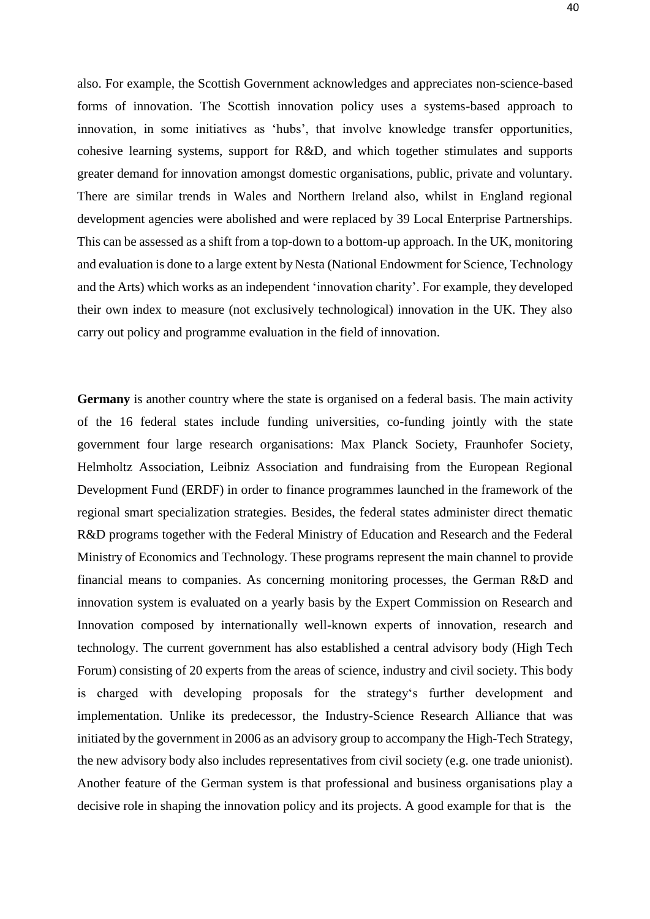also. For example, the Scottish Government acknowledges and appreciates non-science-based forms of innovation. The Scottish innovation policy uses a systems-based approach to innovation, in some initiatives as 'hubs', that involve knowledge transfer opportunities, cohesive learning systems, support for R&D, and which together stimulates and supports greater demand for innovation amongst domestic organisations, public, private and voluntary. There are similar trends in Wales and Northern Ireland also, whilst in England regional development agencies were abolished and were replaced by 39 Local Enterprise Partnerships. This can be assessed as a shift from a top-down to a bottom-up approach. In the UK, monitoring and evaluation is done to a large extent by Nesta (National Endowment for Science, Technology and the Arts) which works as an independent 'innovation charity'. For example, they developed their own index to measure (not exclusively technological) innovation in the UK. They also carry out policy and programme evaluation in the field of innovation.

**Germany** is another country where the state is organised on a federal basis. The main activity of the 16 federal states include funding universities, co-funding jointly with the state government four large research organisations: Max Planck Society, Fraunhofer Society, Helmholtz Association, Leibniz Association and fundraising from the European Regional Development Fund (ERDF) in order to finance programmes launched in the framework of the regional smart specialization strategies. Besides, the federal states administer direct thematic R&D programs together with the Federal Ministry of Education and Research and the Federal Ministry of Economics and Technology. These programs represent the main channel to provide financial means to companies. As concerning monitoring processes, the German R&D and innovation system is evaluated on a yearly basis by the Expert Commission on Research and Innovation composed by internationally well-known experts of innovation, research and technology. The current government has also established a central advisory body (High Tech Forum) consisting of 20 experts from the areas of science, industry and civil society. This body is charged with developing proposals for the strategy's further development and implementation. Unlike its predecessor, the Industry-Science Research Alliance that was initiated by the government in 2006 as an advisory group to accompany the High-Tech Strategy, the new advisory body also includes representatives from civil society (e.g. one trade unionist). Another feature of the German system is that professional and business organisations play a decisive role in shaping the innovation policy and its projects. A good example for that is the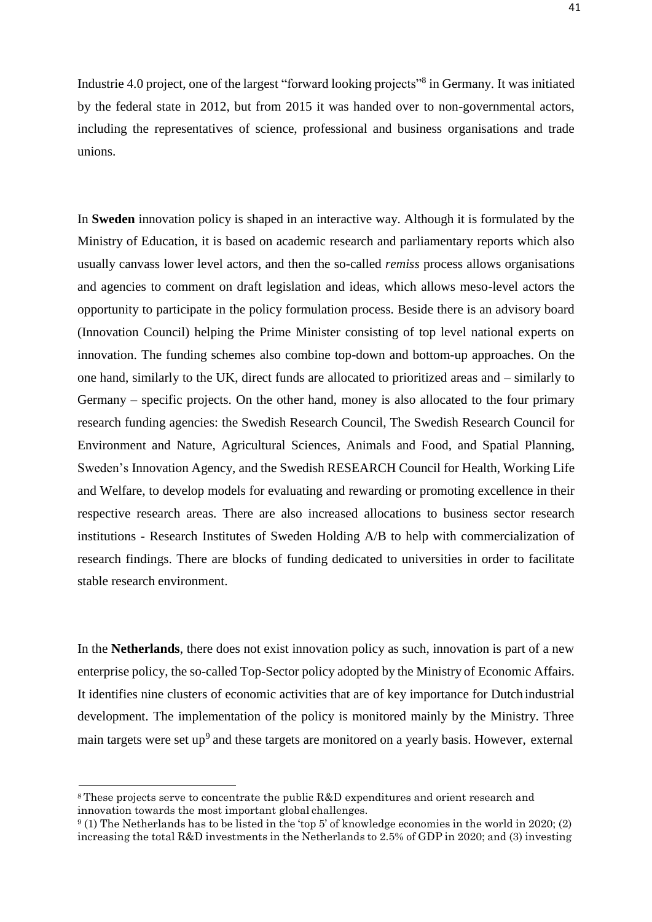Industrie 4.0 project, one of the largest "forward looking projects"[8] in Germany. It was initiated by the federal state in 2012, but from 2015 it was handed over to non-governmental actors, including the representatives of science, professional and business organisations and trade unions.

In **Sweden** innovation policy is shaped in an interactive way. Although it is formulated by the Ministry of Education, it is based on academic research and parliamentary reports which also usually canvass lower level actors, and then the so-called *remiss* process allows organisations and agencies to comment on draft legislation and ideas, which allows meso-level actors the opportunity to participate in the policy formulation process. Beside there is an advisory board (Innovation Council) helping the Prime Minister consisting of top level national experts on innovation. The funding schemes also combine top-down and bottom-up approaches. On the one hand, similarly to the UK, direct funds are allocated to prioritized areas and – similarly to Germany – specific projects. On the other hand, money is also allocated to the four primary research funding agencies: the Swedish Research Council, The Swedish Research Council for Environment and Nature, Agricultural Sciences, Animals and Food, and Spatial Planning, Sweden's Innovation Agency, and the Swedish RESEARCH Council for Health, Working Life and Welfare, to develop models for evaluating and rewarding or promoting excellence in their respective research areas. There are also increased allocations to business sector research institutions - Research Institutes of Sweden Holding A/B to help with commercialization of research findings. There are blocks of funding dedicated to universities in order to facilitate stable research environment.

In the **Netherlands**, there does not exist innovation policy as such, innovation is part of a new enterprise policy, the so-called Top-Sector policy adopted by the Ministry of Economic Affairs. It identifies nine clusters of economic activities that are of key importance for Dutch industrial development. The implementation of the policy is monitored mainly by the Ministry. Three main targets were set up[9] and these targets are monitored on a yearly basis. However, external

---

[8] These projects serve to concentrate the public R&D expenditures and orient research and innovation towards the most important global challenges.

[9] (1) The Netherlands has to be listed in the 'top 5' of knowledge economies in the world in 2020; (2) increasing the total R&D investments in the Netherlands to 2.5% of GDP in 2020; and (3) investing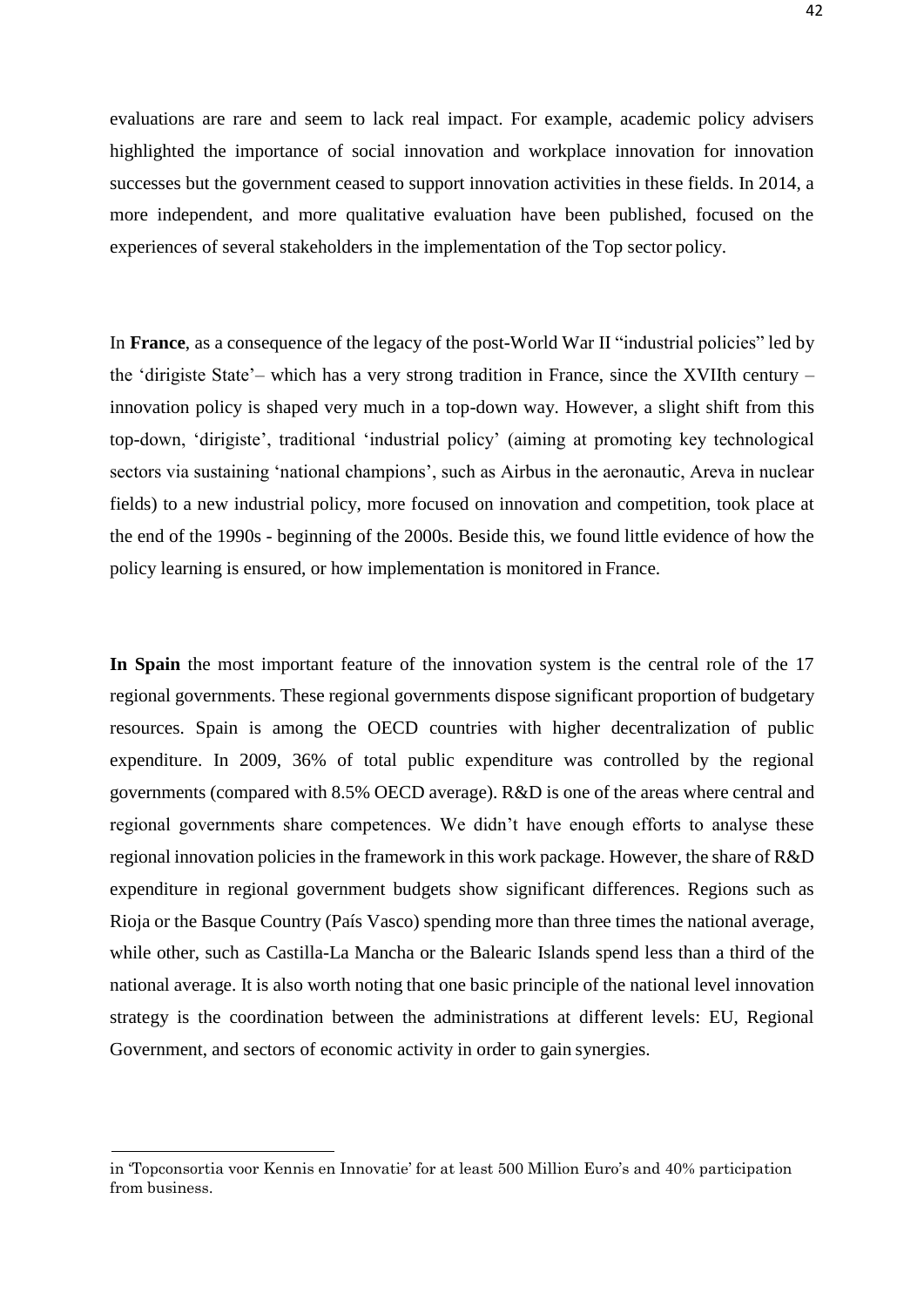evaluations are rare and seem to lack real impact. For example, academic policy advisers highlighted the importance of social innovation and workplace innovation for innovation successes but the government ceased to support innovation activities in these fields. In 2014, a more independent, and more qualitative evaluation have been published, focused on the experiences of several stakeholders in the implementation of the Top sector policy.

In **France**, as a consequence of the legacy of the post-World War II "industrial policies" led by the 'dirigiste State'– which has a very strong tradition in France, since the XVIIth century – innovation policy is shaped very much in a top-down way. However, a slight shift from this top-down, 'dirigiste', traditional 'industrial policy' (aiming at promoting key technological sectors via sustaining 'national champions', such as Airbus in the aeronautic, Areva in nuclear fields) to a new industrial policy, more focused on innovation and competition, took place at the end of the 1990s - beginning of the 2000s. Beside this, we found little evidence of how the policy learning is ensured, or how implementation is monitored in France.

**In Spain** the most important feature of the innovation system is the central role of the 17 regional governments. These regional governments dispose significant proportion of budgetary resources. Spain is among the OECD countries with higher decentralization of public expenditure. In 2009, 36% of total public expenditure was controlled by the regional governments (compared with 8.5% OECD average). R&D is one of the areas where central and regional governments share competences. We didn't have enough efforts to analyse these regional innovation policies in the framework in this work package. However, the share of R&D expenditure in regional government budgets show significant differences. Regions such as Rioja or the Basque Country (País Vasco) spending more than three times the national average, while other, such as Castilla-La Mancha or the Balearic Islands spend less than a third of the national average. It is also worth noting that one basic principle of the national level innovation strategy is the coordination between the administrations at different levels: EU, Regional Government, and sectors of economic activity in order to gain synergies.

in 'Topconsortia voor Kennis en Innovatie' for at least 500 Million Euro's and 40% participation from business.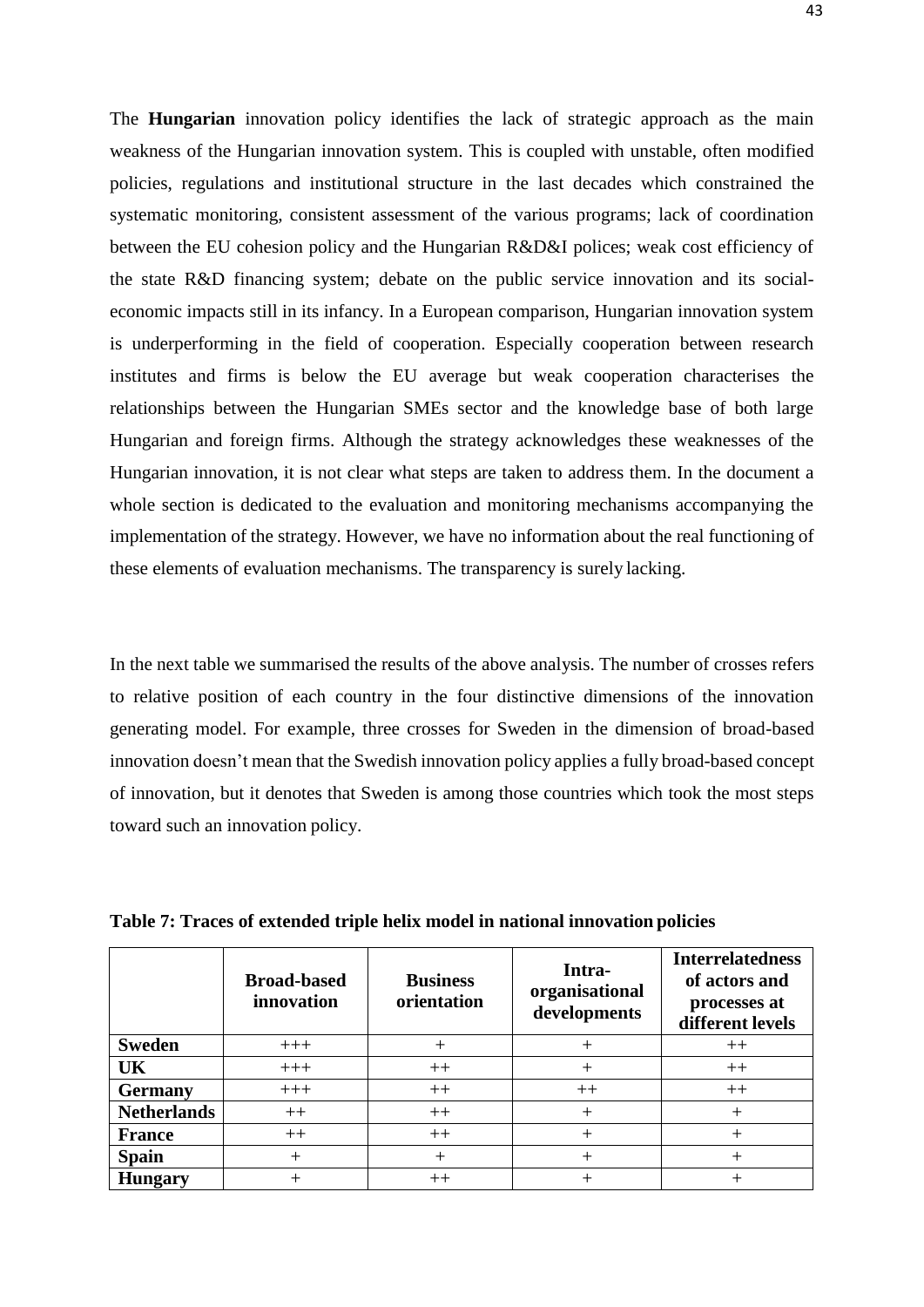The **Hungarian** innovation policy identifies the lack of strategic approach as the main weakness of the Hungarian innovation system. This is coupled with unstable, often modified policies, regulations and institutional structure in the last decades which constrained the systematic monitoring, consistent assessment of the various programs; lack of coordination between the EU cohesion policy and the Hungarian R&D&I polices; weak cost efficiency of the state R&D financing system; debate on the public service innovation and its social-economic impacts still in its infancy. In a European comparison, Hungarian innovation system is underperforming in the field of cooperation. Especially cooperation between research institutes and firms is below the EU average but weak cooperation characterises the relationships between the Hungarian SMEs sector and the knowledge base of both large Hungarian and foreign firms. Although the strategy acknowledges these weaknesses of the Hungarian innovation, it is not clear what steps are taken to address them. In the document a whole section is dedicated to the evaluation and monitoring mechanisms accompanying the implementation of the strategy. However, we have no information about the real functioning of these elements of evaluation mechanisms. The transparency is surely lacking.

In the next table we summarised the results of the above analysis. The number of crosses refers to relative position of each country in the four distinctive dimensions of the innovation generating model. For example, three crosses for Sweden in the dimension of broad-based innovation doesn't mean that the Swedish innovation policy applies a fully broad-based concept of innovation, but it denotes that Sweden is among those countries which took the most steps toward such an innovation policy.

**Table 7: Traces of extended triple helix model in national innovation policies**

| | Broad-based innovation | Business orientation | Intra-organisational developments | Interrelatedness of actors and processes at different levels |
|---|---|---|---|---|
| **Sweden** | +++ | + | + | ++ |
| **UK** | +++ | ++ | + | ++ |
| **Germany** | +++ | ++ | ++ | ++ |
| **Netherlands** | ++ | ++ | + | + |
| **France** | ++ | ++ | + | + |
| **Spain** | + | + | + | + |
| **Hungary** | + | ++ | + | + |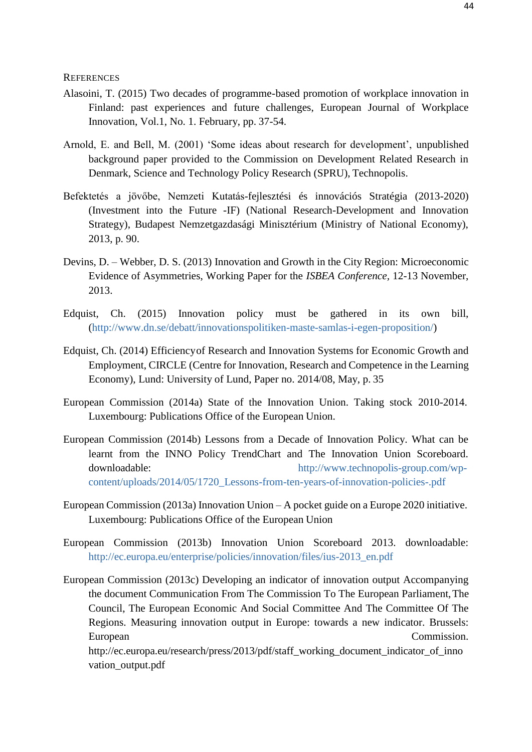## References

Alasoini, T. (2015) Two decades of programme-based promotion of workplace innovation in Finland: past experiences and future challenges, European Journal of Workplace Innovation, Vol.1, No. 1. February, pp. 37-54.

Arnold, E. and Bell, M. (2001) 'Some ideas about research for development', unpublished background paper provided to the Commission on Development Related Research in Denmark, Science and Technology Policy Research (SPRU), Technopolis.

Befektetés a jövőbe, Nemzeti Kutatás-fejlesztési és innovációs Stratégia (2013-2020) (Investment into the Future -IF) (National Research-Development and Innovation Strategy), Budapest Nemzetgazdasági Minisztérium (Ministry of National Economy), 2013, p. 90.

Devins, D. – Webber, D. S. (2013) Innovation and Growth in the City Region: Microeconomic Evidence of Asymmetries, Working Paper for the *ISBEA Conference*, 12-13 November, 2013.

Edquist, Ch. (2015) Innovation policy must be gathered in its own bill, (http://www.dn.se/debatt/innovationspolitiken-maste-samlas-i-egen-proposition/)

Edquist, Ch. (2014) Efficiencyof Research and Innovation Systems for Economic Growth and Employment, CIRCLE (Centre for Innovation, Research and Competence in the Learning Economy), Lund: University of Lund, Paper no. 2014/08, May, p. 35

European Commission (2014a) State of the Innovation Union. Taking stock 2010-2014. Luxembourg: Publications Office of the European Union.

European Commission (2014b) Lessons from a Decade of Innovation Policy. What can be learnt from the INNO Policy TrendChart and The Innovation Union Scoreboard. downloadable: http://www.technopolis-group.com/wp-content/uploads/2014/05/1720_Lessons-from-ten-years-of-innovation-policies-.pdf

European Commission (2013a) Innovation Union – A pocket guide on a Europe 2020 initiative. Luxembourg: Publications Office of the European Union

European Commission (2013b) Innovation Union Scoreboard 2013. downloadable: http://ec.europa.eu/enterprise/policies/innovation/files/ius-2013_en.pdf

European Commission (2013c) Developing an indicator of innovation output Accompanying the document Communication From The Commission To The European Parliament, The Council, The European Economic And Social Committee And The Committee Of The Regions. Measuring innovation output in Europe: towards a new indicator. Brussels: European Commission. http://ec.europa.eu/research/press/2013/pdf/staff_working_document_indicator_of_innovation_output.pdf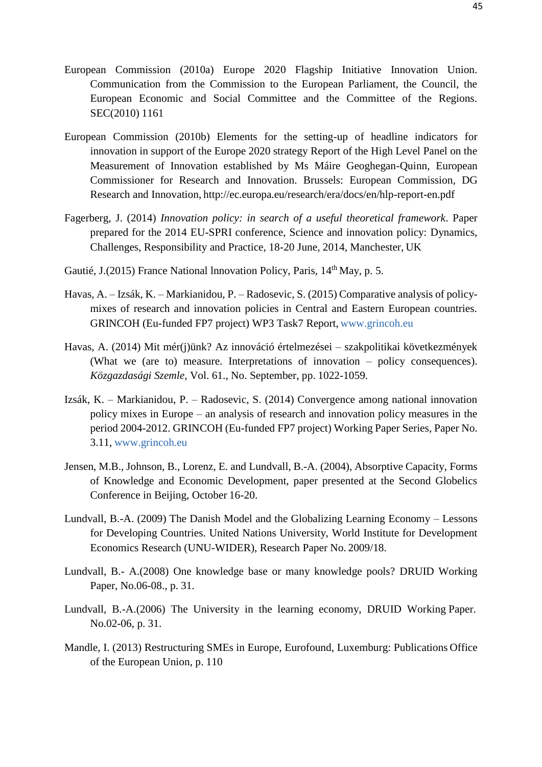European Commission (2010a) Europe 2020 Flagship Initiative Innovation Union. Communication from the Commission to the European Parliament, the Council, the European Economic and Social Committee and the Committee of the Regions. SEC(2010) 1161

European Commission (2010b) Elements for the setting-up of headline indicators for innovation in support of the Europe 2020 strategy Report of the High Level Panel on the Measurement of Innovation established by Ms Máire Geoghegan-Quinn, European Commissioner for Research and Innovation. Brussels: European Commission, DG Research and Innovation, http://ec.europa.eu/research/era/docs/en/hlp-report-en.pdf

Fagerberg, J. (2014) *Innovation policy: in search of a useful theoretical framework*. Paper prepared for the 2014 EU-SPRI conference, Science and innovation policy: Dynamics, Challenges, Responsibility and Practice, 18-20 June, 2014, Manchester, UK

Gautié, J.(2015) France National lnnovation Policy, Paris, 14th May, p. 5.

Havas, A. – Izsák, K. – Markianidou, P. – Radosevic, S. (2015) Comparative analysis of policy-mixes of research and innovation policies in Central and Eastern European countries. GRINCOH (Eu-funded FP7 project) WP3 Task7 Report, www.grincoh.eu

Havas, A. (2014) Mit mér(j)ünk? Az innováció értelmezései – szakpolitikai következmények (What we (are to) measure. Interpretations of innovation – policy consequences). *Közgazdasági Szemle*, Vol. 61., No. September, pp. 1022-1059.

Izsák, K. – Markianidou, P. – Radosevic, S. (2014) Convergence among national innovation policy mixes in Europe – an analysis of research and innovation policy measures in the period 2004-2012. GRINCOH (Eu-funded FP7 project) Working Paper Series, Paper No. 3.11, www.grincoh.eu

Jensen, M.B., Johnson, B., Lorenz, E. and Lundvall, B.-A. (2004), Absorptive Capacity, Forms of Knowledge and Economic Development, paper presented at the Second Globelics Conference in Beijing, October 16-20.

Lundvall, B.-A. (2009) The Danish Model and the Globalizing Learning Economy – Lessons for Developing Countries. United Nations University, World Institute for Development Economics Research (UNU-WIDER), Research Paper No. 2009/18.

Lundvall, B.- A.(2008) One knowledge base or many knowledge pools? DRUID Working Paper, No.06-08., p. 31.

Lundvall, B.-A.(2006) The University in the learning economy, DRUID Working Paper. No.02-06, p. 31.

Mandle, I. (2013) Restructuring SMEs in Europe, Eurofound, Luxemburg: Publications Office of the European Union, p. 110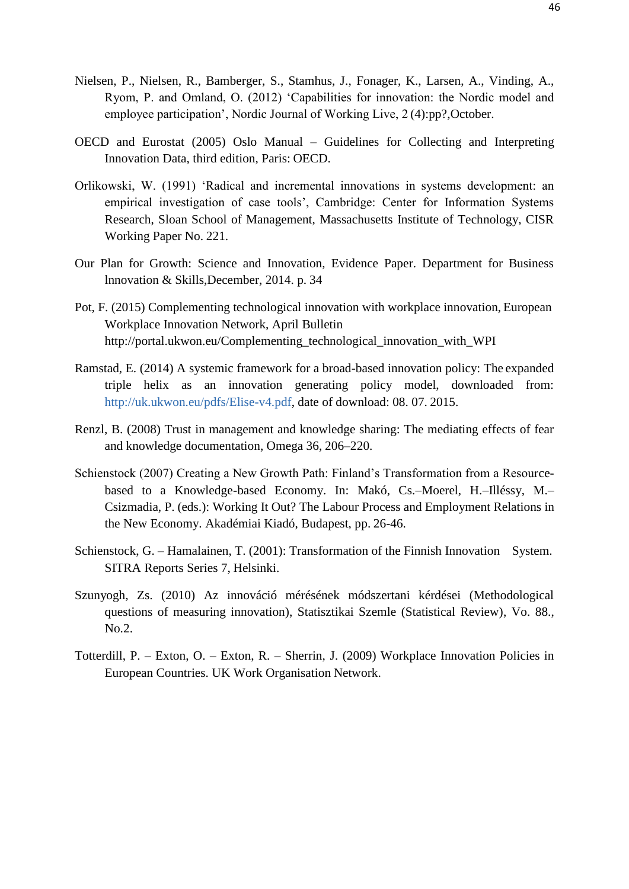Nielsen, P., Nielsen, R., Bamberger, S., Stamhus, J., Fonager, K., Larsen, A., Vinding, A., Ryom, P. and Omland, O. (2012) 'Capabilities for innovation: the Nordic model and employee participation', Nordic Journal of Working Live, 2 (4):pp?,October.

OECD and Eurostat (2005) Oslo Manual – Guidelines for Collecting and Interpreting Innovation Data, third edition, Paris: OECD.

Orlikowski, W. (1991) 'Radical and incremental innovations in systems development: an empirical investigation of case tools', Cambridge: Center for Information Systems Research, Sloan School of Management, Massachusetts Institute of Technology, CISR Working Paper No. 221.

Our Plan for Growth: Science and Innovation, Evidence Paper. Department for Business lnnovation & Skills,December, 2014. p. 34

Pot, F. (2015) Complementing technological innovation with workplace innovation, European Workplace Innovation Network, April Bulletin http://portal.ukwon.eu/Complementing_technological_innovation_with_WPI

Ramstad, E. (2014) A systemic framework for a broad-based innovation policy: The expanded triple helix as an innovation generating policy model, downloaded from: http://uk.ukwon.eu/pdfs/Elise-v4.pdf, date of download: 08. 07. 2015.

Renzl, B. (2008) Trust in management and knowledge sharing: The mediating effects of fear and knowledge documentation, Omega 36, 206–220.

Schienstock (2007) Creating a New Growth Path: Finland's Transformation from a Resource-based to a Knowledge-based Economy. In: Makó, Cs.–Moerel, H.–Illéssy, M.–Csizmadia, P. (eds.): Working It Out? The Labour Process and Employment Relations in the New Economy. Akadémiai Kiadó, Budapest, pp. 26-46.

Schienstock, G. – Hamalainen, T. (2001): Transformation of the Finnish Innovation System. SITRA Reports Series 7, Helsinki.

Szunyogh, Zs. (2010) Az innováció mérésének módszertani kérdései (Methodological questions of measuring innovation), Statisztikai Szemle (Statistical Review), Vo. 88., No.2.

Totterdill, P. – Exton, O. – Exton, R. – Sherrin, J. (2009) Workplace Innovation Policies in European Countries. UK Work Organisation Network.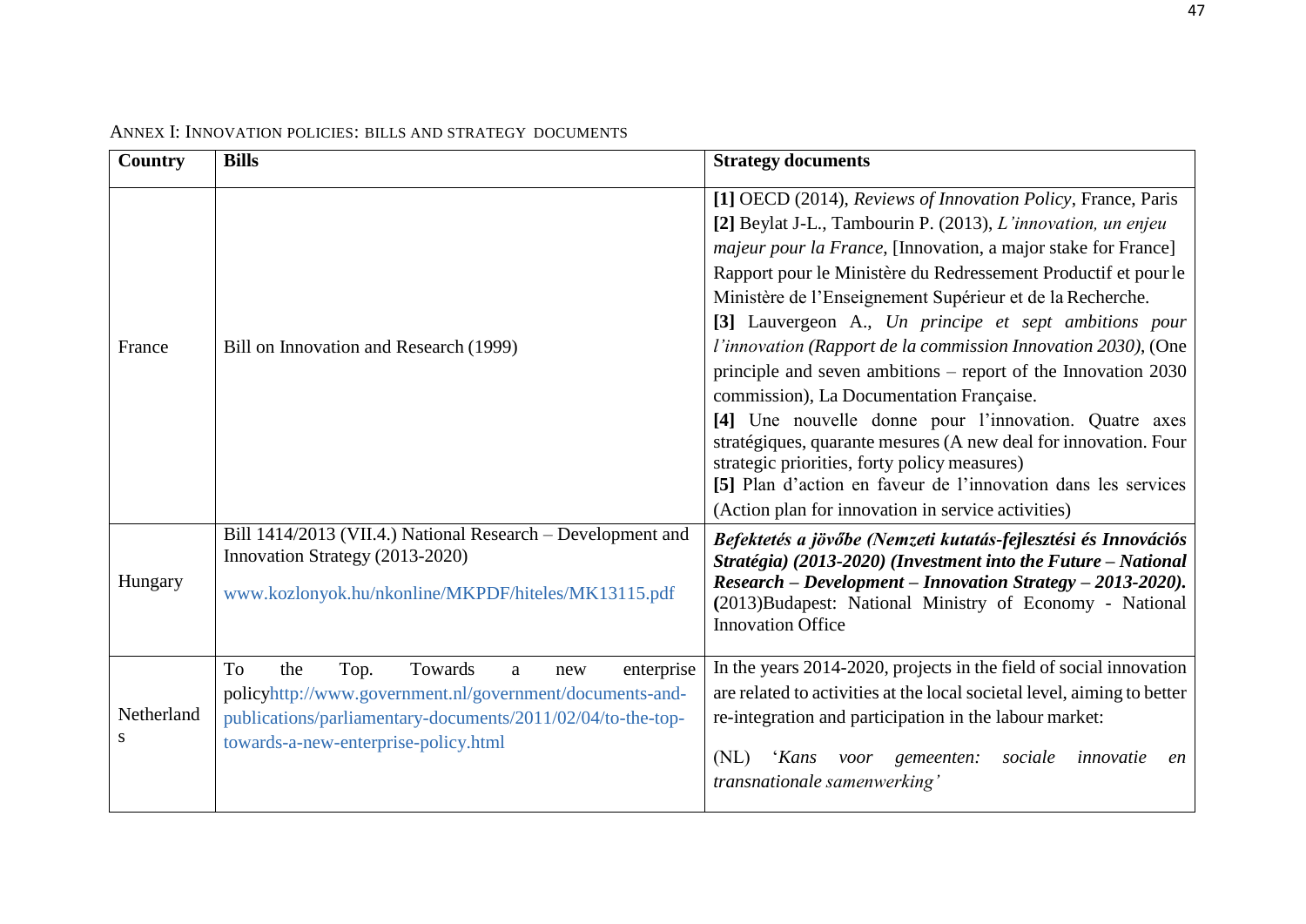ANNEX I: INNOVATION POLICIES: BILLS AND STRATEGY DOCUMENTS

| Country | Bills | Strategy documents |
|---|---|---|
| France | Bill on Innovation and Research (1999) | **[1]** OECD (2014), *Reviews of Innovation Policy*, France, Paris<br>**[2]** Beylat J-L., Tambourin P. (2013), *L'innovation, un enjeu majeur pour la France*, [Innovation, a major stake for France] Rapport pour le Ministère du Redressement Productif et pour le Ministère de l'Enseignement Supérieur et de la Recherche.<br>**[3]** Lauvergeon A., *Un principe et sept ambitions pour l'innovation (Rapport de la commission Innovation 2030)*, (One principle and seven ambitions – report of the Innovation 2030 commission), La Documentation Française.<br>**[4]** Une nouvelle donne pour l'innovation. Quatre axes stratégiques, quarante mesures (A new deal for innovation. Four strategic priorities, forty policy measures)<br>**[5]** Plan d'action en faveur de l'innovation dans les services (Action plan for innovation in service activities) |
| Hungary | Bill 1414/2013 (VII.4.) National Research – Development and Innovation Strategy (2013-2020)<br>www.kozlonyok.hu/nkonline/MKPDF/hiteles/MK13115.pdf | ***Befektetés a jövőbe (Nemzeti kutatás-fejlesztési és Innovációs Stratégia) (2013-2020) (Investment into the Future – National Research – Development – Innovation Strategy – 2013-2020).*** **(**2013)Budapest: National Ministry of Economy - National Innovation Office |
| Netherlands | To the Top. Towards a new enterprise policyhttp://www.government.nl/government/documents-and-publications/parliamentary-documents/2011/02/04/to-the-top-towards-a-new-enterprise-policy.html | In the years 2014-2020, projects in the field of social innovation are related to activities at the local societal level, aiming to better re-integration and participation in the labour market:<br>(NL) '*Kans voor gemeenten: sociale innovatie en transnationale samenwerking'* |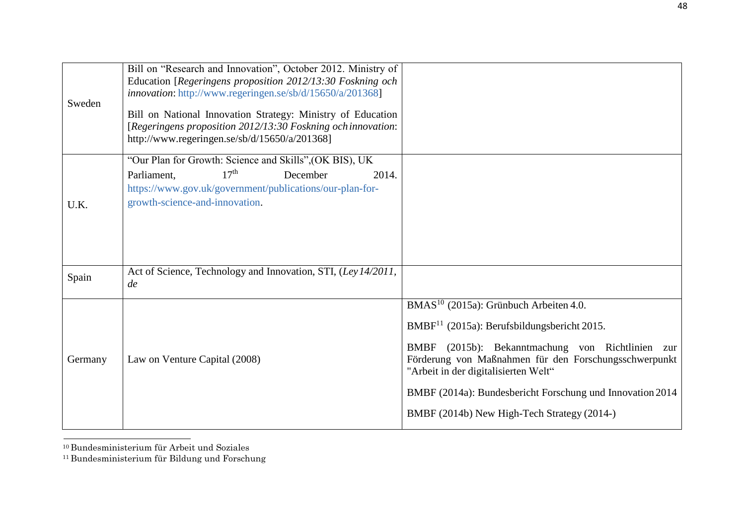| | | |
|---|---|---|
| Sweden | Bill on "Research and Innovation", October 2012. Ministry of Education [*Regeringens proposition 2012/13:30 Foskning och innovation*: http://www.regeringen.se/sb/d/15650/a/201368]<br><br>Bill on National Innovation Strategy: Ministry of Education [*Regeringens proposition 2012/13:30 Foskning och innovation*: http://www.regeringen.se/sb/d/15650/a/201368] | |
| U.K. | "Our Plan for Growth: Science and Skills",(OK BIS), UK Parliament, 17th December 2014. https://www.gov.uk/government/publications/our-plan-for-growth-science-and-innovation. | |
| Spain | Act of Science, Technology and Innovation, STI, (*Ley 14/2011, de* | |
| Germany | Law on Venture Capital (2008) | BMAS[10] (2015a): Grünbuch Arbeiten 4.0.<br><br>BMBF[11] (2015a): Berufsbildungsbericht 2015.<br><br>BMBF (2015b): Bekanntmachung von Richtlinien zur Förderung von Maßnahmen für den Forschungsschwerpunkt "Arbeit in der digitalisierten Welt"<br><br>BMBF (2014a): Bundesbericht Forschung und Innovation 2014<br><br>BMBF (2014b) New High-Tech Strategy (2014-) |

[10] Bundesministerium für Arbeit und Soziales

[11] Bundesministerium für Bildung und Forschung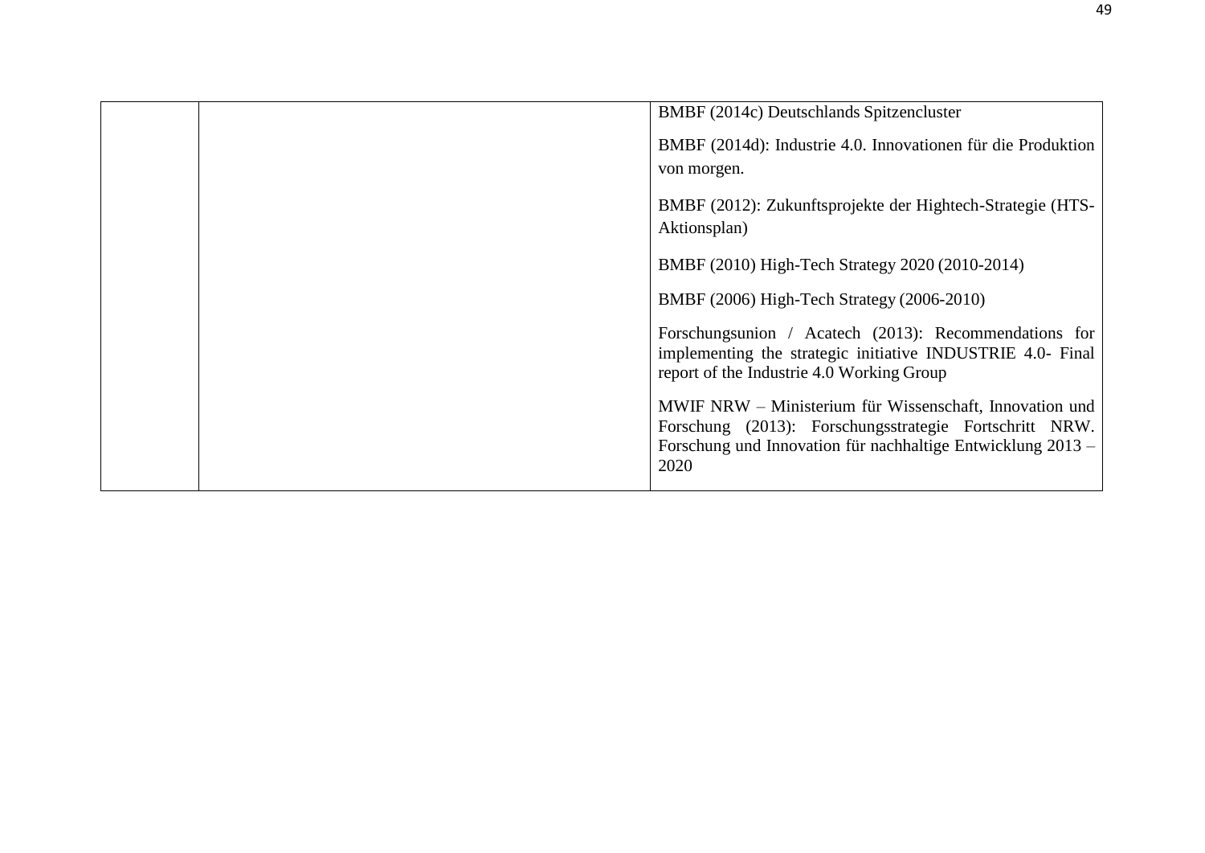| | | |
|---|---|---|
| | | BMBF (2014c) Deutschlands Spitzencluster<br><br>BMBF (2014d): Industrie 4.0. Innovationen für die Produktion von morgen.<br><br>BMBF (2012): Zukunftsprojekte der Hightech-Strategie (HTS-Aktionsplan)<br><br>BMBF (2010) High-Tech Strategy 2020 (2010-2014)<br><br>BMBF (2006) High-Tech Strategy (2006-2010)<br><br>Forschungsunion / Acatech (2013): Recommendations for implementing the strategic initiative INDUSTRIE 4.0- Final report of the Industrie 4.0 Working Group<br><br>MWIF NRW – Ministerium für Wissenschaft, Innovation und Forschung (2013): Forschungsstrategie Fortschritt NRW. Forschung und Innovation für nachhaltige Entwicklung 2013 – 2020 |